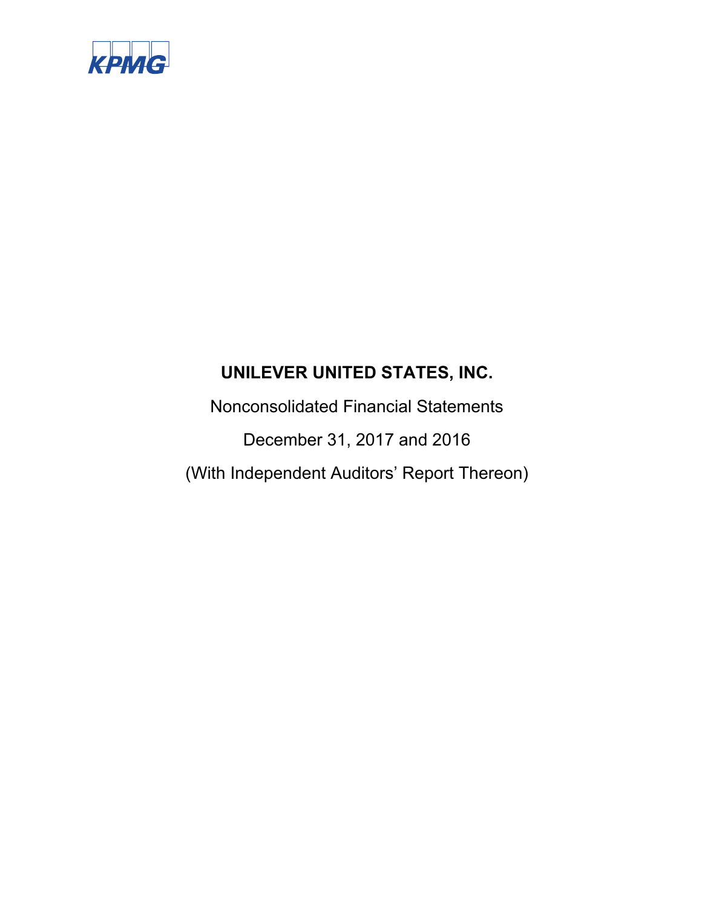KPMG

# UNILEVER UNITED STATES, INC.

Nonconsolidated Financial Statements

December 31, 2017 and 2016

(With Independent Auditors' Report Thereon)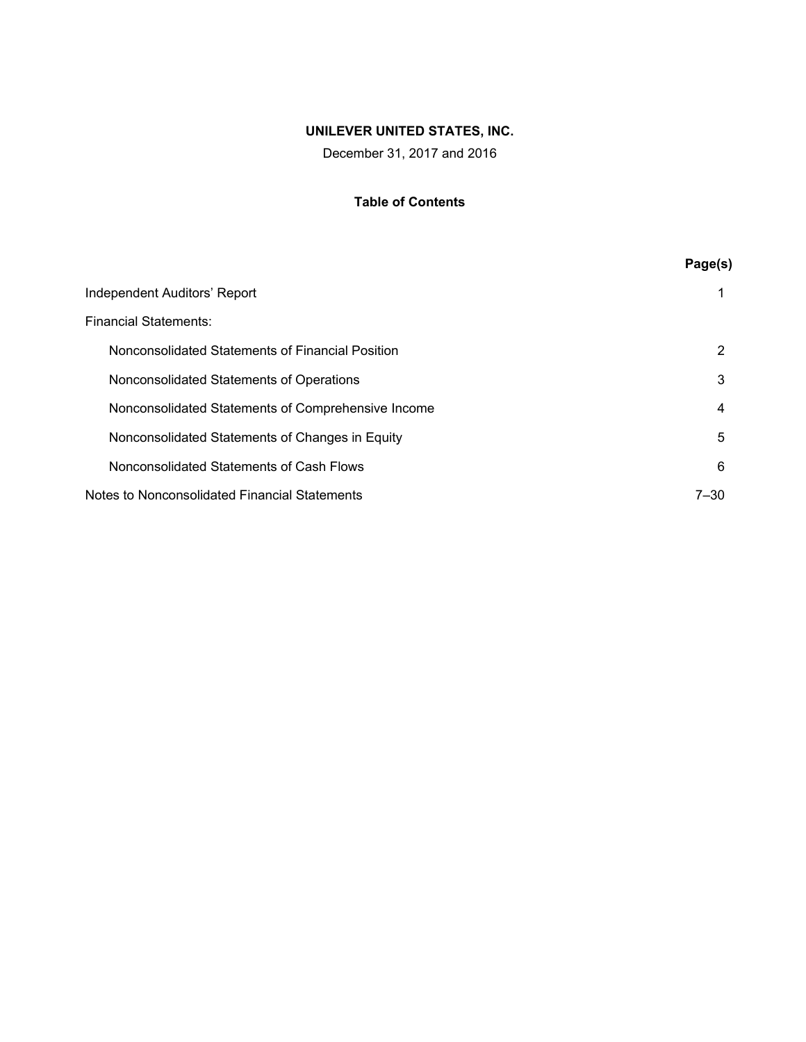**UNILEVER UNITED STATES, INC.**

December 31, 2017 and 2016

**Table of Contents**

| | Page(s) |
|---|---|
| Independent Auditors' Report | 1 |
| Financial Statements: | |
| Nonconsolidated Statements of Financial Position | 2 |
| Nonconsolidated Statements of Operations | 3 |
| Nonconsolidated Statements of Comprehensive Income | 4 |
| Nonconsolidated Statements of Changes in Equity | 5 |
| Nonconsolidated Statements of Cash Flows | 6 |
| Notes to Nonconsolidated Financial Statements | 7–30 |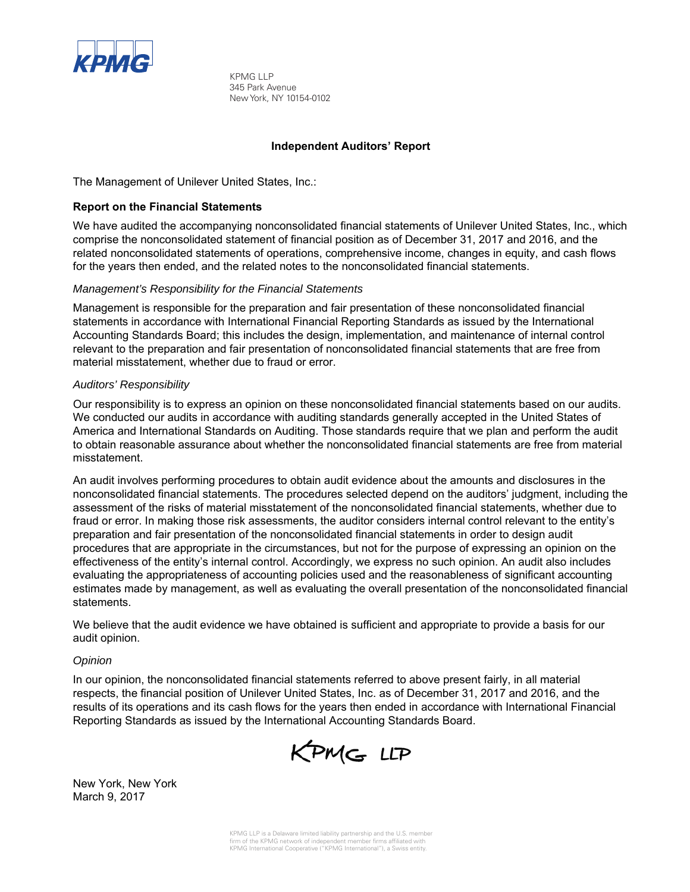KPMG

KPMG LLP
345 Park Avenue
New York, NY 10154-0102

## Independent Auditors' Report

The Management of Unilever United States, Inc.:

### Report on the Financial Statements

We have audited the accompanying nonconsolidated financial statements of Unilever United States, Inc., which comprise the nonconsolidated statement of financial position as of December 31, 2017 and 2016, and the related nonconsolidated statements of operations, comprehensive income, changes in equity, and cash flows for the years then ended, and the related notes to the nonconsolidated financial statements.

*Management's Responsibility for the Financial Statements*

Management is responsible for the preparation and fair presentation of these nonconsolidated financial statements in accordance with International Financial Reporting Standards as issued by the International Accounting Standards Board; this includes the design, implementation, and maintenance of internal control relevant to the preparation and fair presentation of nonconsolidated financial statements that are free from material misstatement, whether due to fraud or error.

*Auditors' Responsibility*

Our responsibility is to express an opinion on these nonconsolidated financial statements based on our audits. We conducted our audits in accordance with auditing standards generally accepted in the United States of America and International Standards on Auditing. Those standards require that we plan and perform the audit to obtain reasonable assurance about whether the nonconsolidated financial statements are free from material misstatement.

An audit involves performing procedures to obtain audit evidence about the amounts and disclosures in the nonconsolidated financial statements. The procedures selected depend on the auditors' judgment, including the assessment of the risks of material misstatement of the nonconsolidated financial statements, whether due to fraud or error. In making those risk assessments, the auditor considers internal control relevant to the entity's preparation and fair presentation of the nonconsolidated financial statements in order to design audit procedures that are appropriate in the circumstances, but not for the purpose of expressing an opinion on the effectiveness of the entity's internal control. Accordingly, we express no such opinion. An audit also includes evaluating the appropriateness of accounting policies used and the reasonableness of significant accounting estimates made by management, as well as evaluating the overall presentation of the nonconsolidated financial statements.

We believe that the audit evidence we have obtained is sufficient and appropriate to provide a basis for our audit opinion.

*Opinion*

In our opinion, the nonconsolidated financial statements referred to above present fairly, in all material respects, the financial position of Unilever United States, Inc. as of December 31, 2017 and 2016, and the results of its operations and its cash flows for the years then ended in accordance with International Financial Reporting Standards as issued by the International Accounting Standards Board.

KPMG LLP

New York, New York
March 9, 2017

KPMG LLP is a Delaware limited liability partnership and the U.S. member firm of the KPMG network of independent member firms affiliated with KPMG International Cooperative ("KPMG International"), a Swiss entity.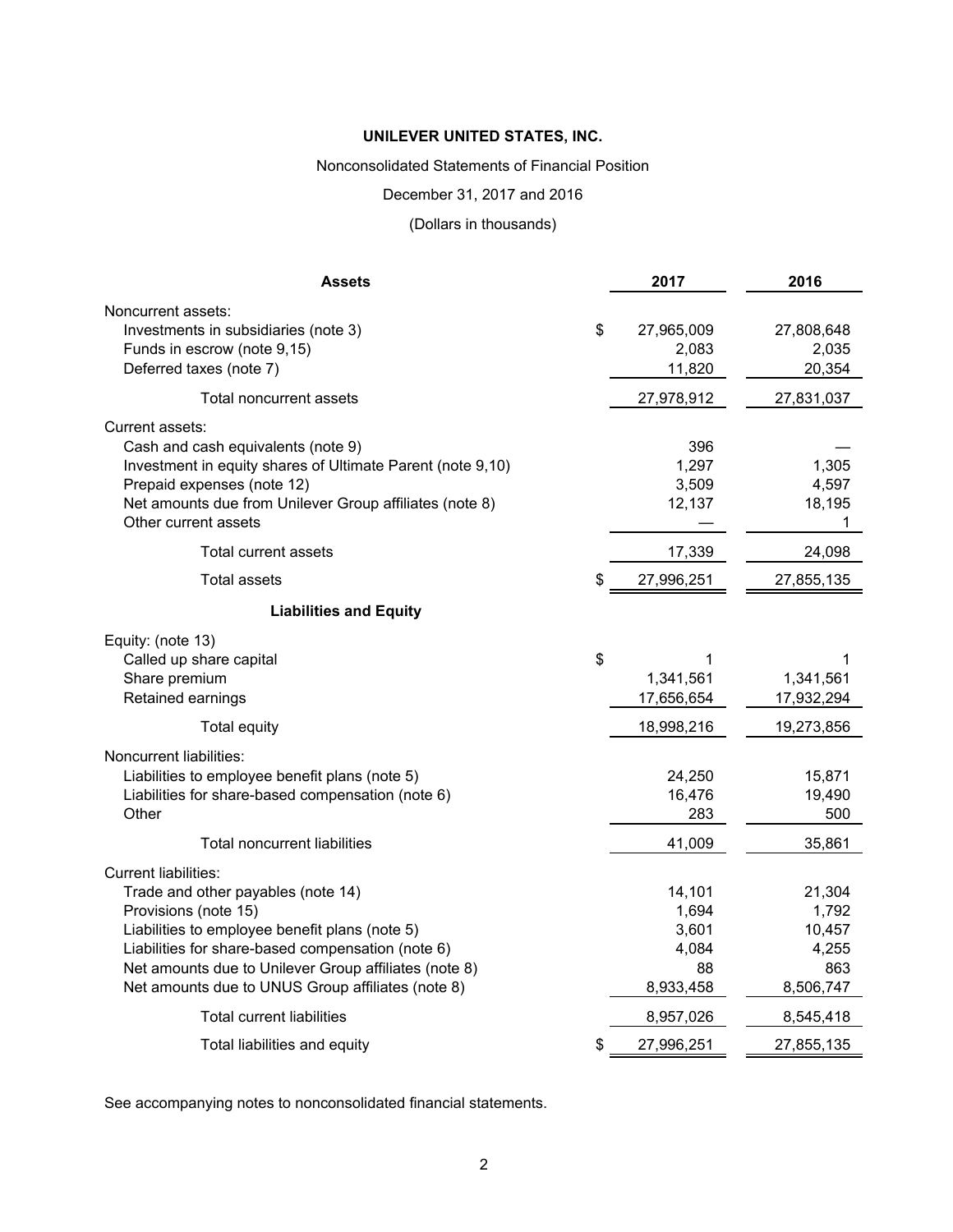**UNILEVER UNITED STATES, INC.**

Nonconsolidated Statements of Financial Position

December 31, 2017 and 2016

(Dollars in thousands)

| **Assets** | | **2017** | **2016** |
|---|---|---|---|
| Noncurrent assets: | | | |
| Investments in subsidiaries (note 3) | $ | 27,965,009 | 27,808,648 |
| Funds in escrow (note 9,15) | | 2,083 | 2,035 |
| Deferred taxes (note 7) | | 11,820 | 20,354 |
| Total noncurrent assets | | 27,978,912 | 27,831,037 |
| Current assets: | | | |
| Cash and cash equivalents (note 9) | | 396 | — |
| Investment in equity shares of Ultimate Parent (note 9,10) | | 1,297 | 1,305 |
| Prepaid expenses (note 12) | | 3,509 | 4,597 |
| Net amounts due from Unilever Group affiliates (note 8) | | 12,137 | 18,195 |
| Other current assets | | — | 1 |
| Total current assets | | 17,339 | 24,098 |
| Total assets | $ | 27,996,251 | 27,855,135 |
| **Liabilities and Equity** | | | |
| Equity: (note 13) | | | |
| Called up share capital | $ | 1 | 1 |
| Share premium | | 1,341,561 | 1,341,561 |
| Retained earnings | | 17,656,654 | 17,932,294 |
| Total equity | | 18,998,216 | 19,273,856 |
| Noncurrent liabilities: | | | |
| Liabilities to employee benefit plans (note 5) | | 24,250 | 15,871 |
| Liabilities for share-based compensation (note 6) | | 16,476 | 19,490 |
| Other | | 283 | 500 |
| Total noncurrent liabilities | | 41,009 | 35,861 |
| Current liabilities: | | | |
| Trade and other payables (note 14) | | 14,101 | 21,304 |
| Provisions (note 15) | | 1,694 | 1,792 |
| Liabilities to employee benefit plans (note 5) | | 3,601 | 10,457 |
| Liabilities for share-based compensation (note 6) | | 4,084 | 4,255 |
| Net amounts due to Unilever Group affiliates (note 8) | | 88 | 863 |
| Net amounts due to UNUS Group affiliates (note 8) | | 8,933,458 | 8,506,747 |
| Total current liabilities | | 8,957,026 | 8,545,418 |
| Total liabilities and equity | $ | 27,996,251 | 27,855,135 |

See accompanying notes to nonconsolidated financial statements.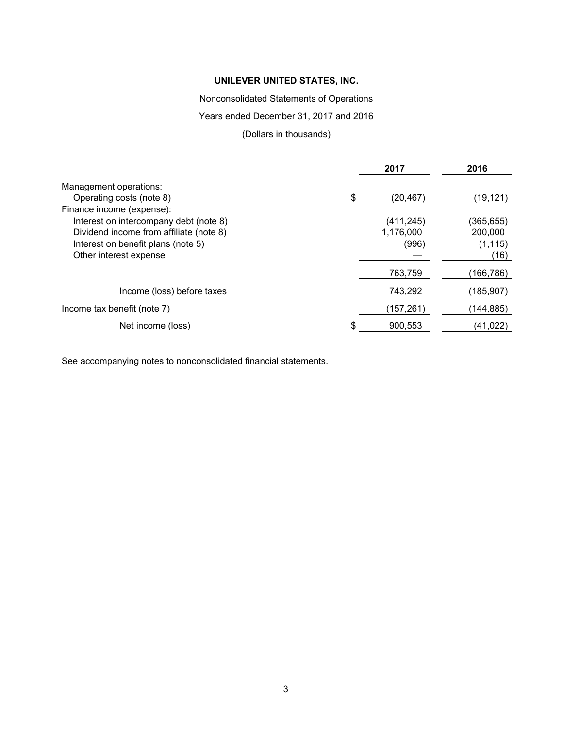**UNILEVER UNITED STATES, INC.**

Nonconsolidated Statements of Operations

Years ended December 31, 2017 and 2016

(Dollars in thousands)

| | 2017 | 2016 |
|---|---|---|
| Management operations: | | |
| Operating costs (note 8) | $ (20,467) | (19,121) |
| Finance income (expense): | | |
| Interest on intercompany debt (note 8) | (411,245) | (365,655) |
| Dividend income from affiliate (note 8) | 1,176,000 | 200,000 |
| Interest on benefit plans (note 5) | (996) | (1,115) |
| Other interest expense | — | (16) |
| | 763,759 | (166,786) |
| Income (loss) before taxes | 743,292 | (185,907) |
| Income tax benefit (note 7) | (157,261) | (144,885) |
| Net income (loss) | $ 900,553 | (41,022) |

See accompanying notes to nonconsolidated financial statements.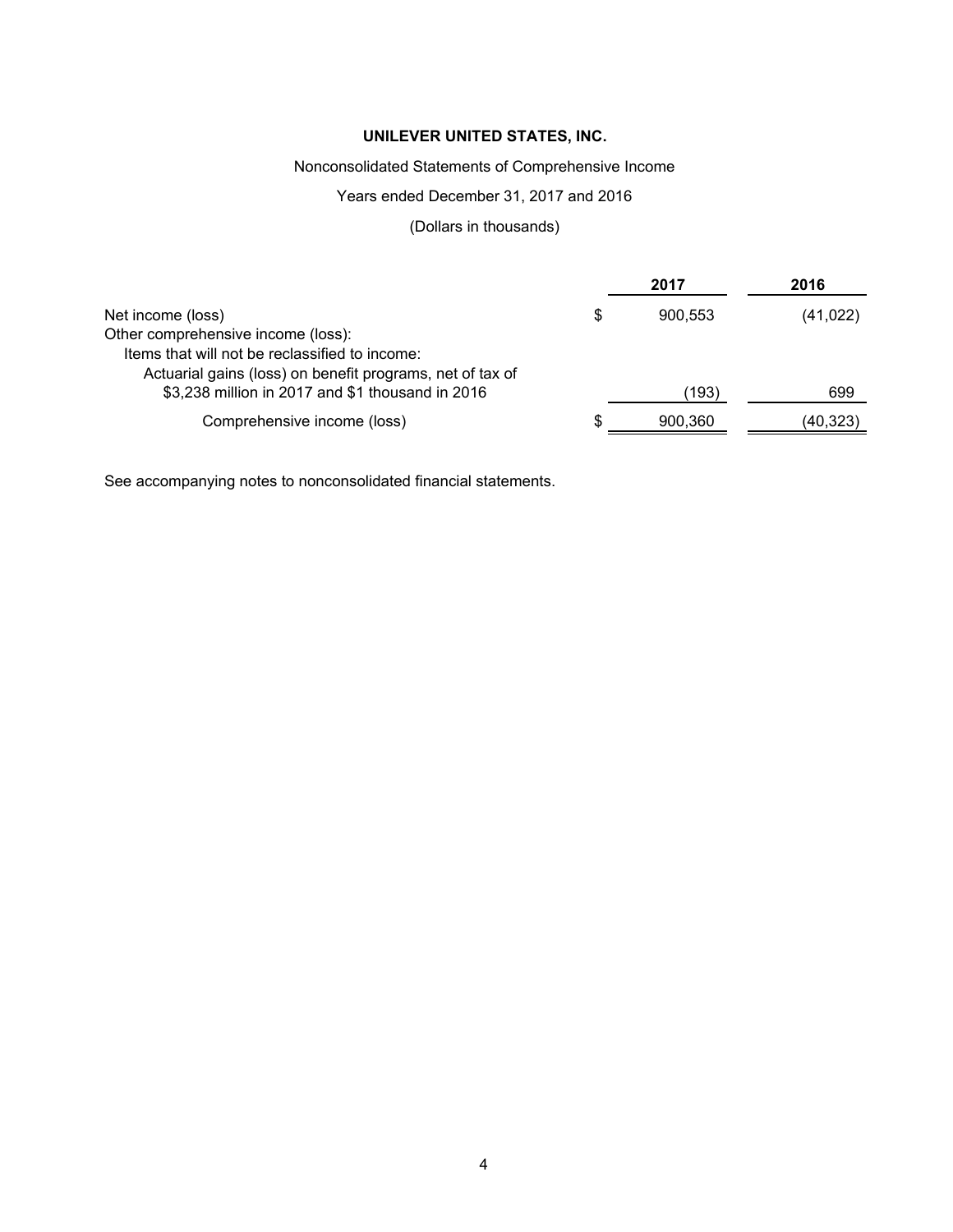# UNILEVER UNITED STATES, INC.

Nonconsolidated Statements of Comprehensive Income

Years ended December 31, 2017 and 2016

(Dollars in thousands)

| | | 2017 | 2016 |
|---|---|---|---|
| Net income (loss) | $ | 900,553 | (41,022) |
| Other comprehensive income (loss): | | | |
| Items that will not be reclassified to income: | | | |
| Actuarial gains (loss) on benefit programs, net of tax of $3,238 million in 2017 and $1 thousand in 2016 | | (193) | 699 |
| Comprehensive income (loss) | $ | 900,360 | (40,323) |

See accompanying notes to nonconsolidated financial statements.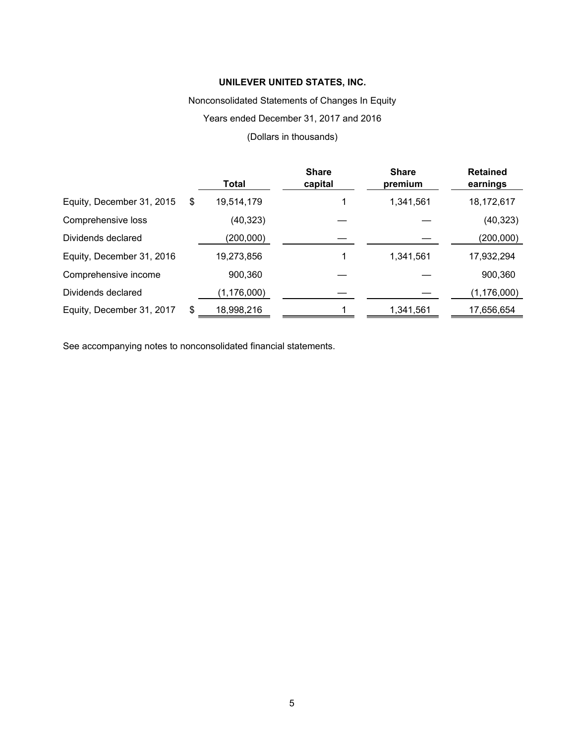# UNILEVER UNITED STATES, INC.

Nonconsolidated Statements of Changes In Equity

Years ended December 31, 2017 and 2016

(Dollars in thousands)

| | Total | Share capital | Share premium | Retained earnings |
|---|---|---|---|---|
| Equity, December 31, 2015 | $ 19,514,179 | 1 | 1,341,561 | 18,172,617 |
| Comprehensive loss | (40,323) | — | — | (40,323) |
| Dividends declared | (200,000) | — | — | (200,000) |
| Equity, December 31, 2016 | 19,273,856 | 1 | 1,341,561 | 17,932,294 |
| Comprehensive income | 900,360 | — | — | 900,360 |
| Dividends declared | (1,176,000) | — | — | (1,176,000) |
| Equity, December 31, 2017 | $ 18,998,216 | 1 | 1,341,561 | 17,656,654 |

See accompanying notes to nonconsolidated financial statements.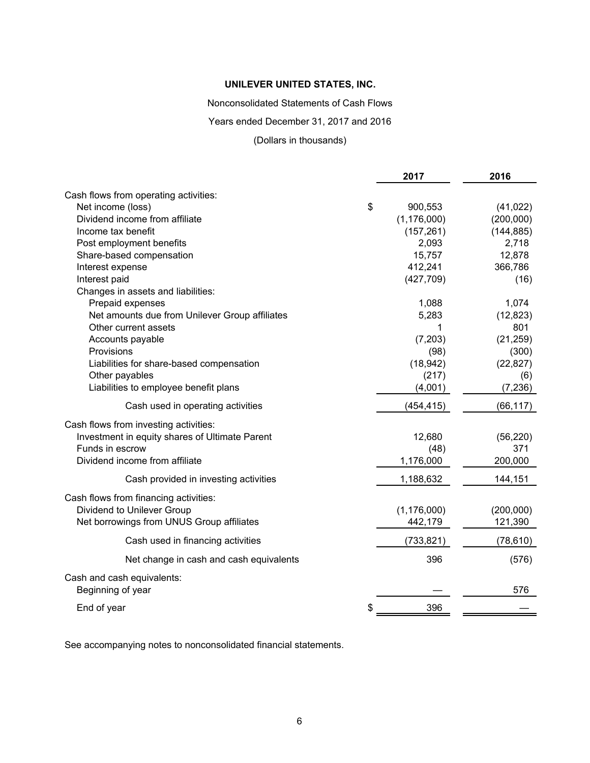**UNILEVER UNITED STATES, INC.**

Nonconsolidated Statements of Cash Flows

Years ended December 31, 2017 and 2016

(Dollars in thousands)

| | 2017 | 2016 |
|---|---|---|
| Cash flows from operating activities: | | |
| Net income (loss) | $ 900,553 | (41,022) |
| Dividend income from affiliate | (1,176,000) | (200,000) |
| Income tax benefit | (157,261) | (144,885) |
| Post employment benefits | 2,093 | 2,718 |
| Share-based compensation | 15,757 | 12,878 |
| Interest expense | 412,241 | 366,786 |
| Interest paid | (427,709) | (16) |
| Changes in assets and liabilities: | | |
| Prepaid expenses | 1,088 | 1,074 |
| Net amounts due from Unilever Group affiliates | 5,283 | (12,823) |
| Other current assets | 1 | 801 |
| Accounts payable | (7,203) | (21,259) |
| Provisions | (98) | (300) |
| Liabilities for share-based compensation | (18,942) | (22,827) |
| Other payables | (217) | (6) |
| Liabilities to employee benefit plans | (4,001) | (7,236) |
| Cash used in operating activities | (454,415) | (66,117) |
| Cash flows from investing activities: | | |
| Investment in equity shares of Ultimate Parent | 12,680 | (56,220) |
| Funds in escrow | (48) | 371 |
| Dividend income from affiliate | 1,176,000 | 200,000 |
| Cash provided in investing activities | 1,188,632 | 144,151 |
| Cash flows from financing activities: | | |
| Dividend to Unilever Group | (1,176,000) | (200,000) |
| Net borrowings from UNUS Group affiliates | 442,179 | 121,390 |
| Cash used in financing activities | (733,821) | (78,610) |
| Net change in cash and cash equivalents | 396 | (576) |
| Cash and cash equivalents: | | |
| Beginning of year | — | 576 |
| End of year | $ 396 | — |

See accompanying notes to nonconsolidated financial statements.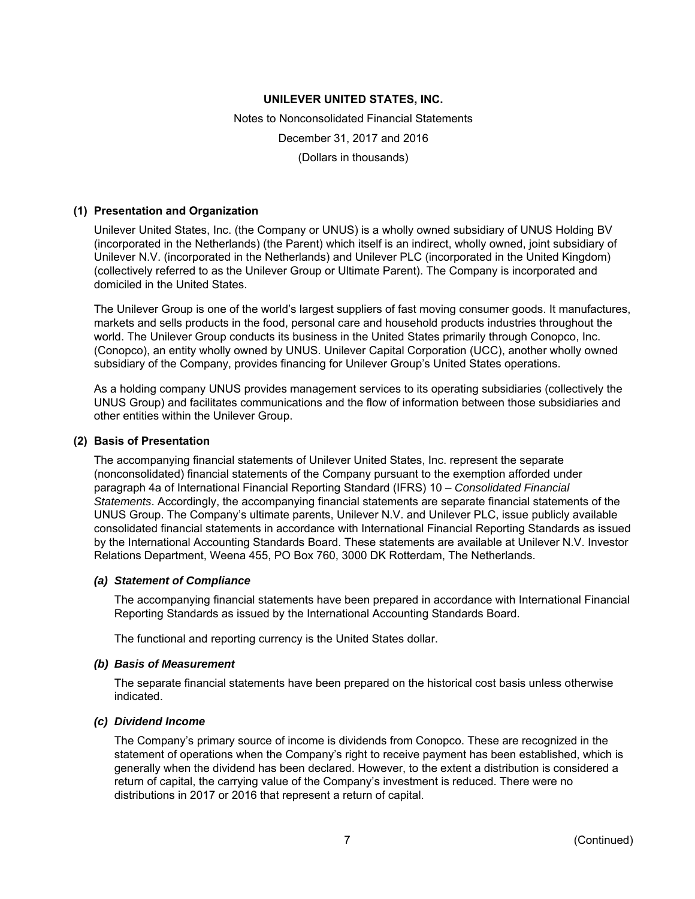**UNILEVER UNITED STATES, INC.**

Notes to Nonconsolidated Financial Statements

December 31, 2017 and 2016

(Dollars in thousands)

## (1) Presentation and Organization

Unilever United States, Inc. (the Company or UNUS) is a wholly owned subsidiary of UNUS Holding BV (incorporated in the Netherlands) (the Parent) which itself is an indirect, wholly owned, joint subsidiary of Unilever N.V. (incorporated in the Netherlands) and Unilever PLC (incorporated in the United Kingdom) (collectively referred to as the Unilever Group or Ultimate Parent). The Company is incorporated and domiciled in the United States.

The Unilever Group is one of the world's largest suppliers of fast moving consumer goods. It manufactures, markets and sells products in the food, personal care and household products industries throughout the world. The Unilever Group conducts its business in the United States primarily through Conopco, Inc. (Conopco), an entity wholly owned by UNUS. Unilever Capital Corporation (UCC), another wholly owned subsidiary of the Company, provides financing for Unilever Group's United States operations.

As a holding company UNUS provides management services to its operating subsidiaries (collectively the UNUS Group) and facilitates communications and the flow of information between those subsidiaries and other entities within the Unilever Group.

## (2) Basis of Presentation

The accompanying financial statements of Unilever United States, Inc. represent the separate (nonconsolidated) financial statements of the Company pursuant to the exemption afforded under paragraph 4a of International Financial Reporting Standard (IFRS) 10 – *Consolidated Financial Statements*. Accordingly, the accompanying financial statements are separate financial statements of the UNUS Group. The Company's ultimate parents, Unilever N.V. and Unilever PLC, issue publicly available consolidated financial statements in accordance with International Financial Reporting Standards as issued by the International Accounting Standards Board. These statements are available at Unilever N.V. Investor Relations Department, Weena 455, PO Box 760, 3000 DK Rotterdam, The Netherlands.

### *(a) Statement of Compliance*

The accompanying financial statements have been prepared in accordance with International Financial Reporting Standards as issued by the International Accounting Standards Board.

The functional and reporting currency is the United States dollar.

### *(b) Basis of Measurement*

The separate financial statements have been prepared on the historical cost basis unless otherwise indicated.

### *(c) Dividend Income*

The Company's primary source of income is dividends from Conopco. These are recognized in the statement of operations when the Company's right to receive payment has been established, which is generally when the dividend has been declared. However, to the extent a distribution is considered a return of capital, the carrying value of the Company's investment is reduced. There were no distributions in 2017 or 2016 that represent a return of capital.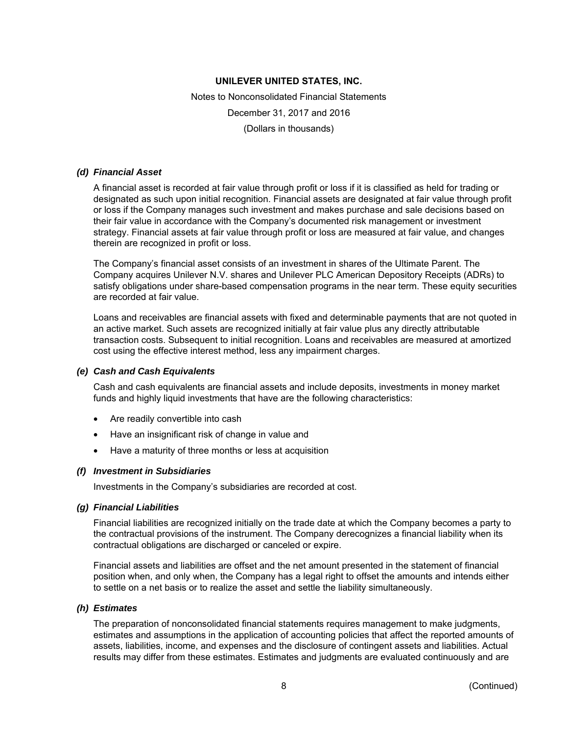#### *(d) Financial Asset*

A financial asset is recorded at fair value through profit or loss if it is classified as held for trading or designated as such upon initial recognition. Financial assets are designated at fair value through profit or loss if the Company manages such investment and makes purchase and sale decisions based on their fair value in accordance with the Company's documented risk management or investment strategy. Financial assets at fair value through profit or loss are measured at fair value, and changes therein are recognized in profit or loss.

The Company's financial asset consists of an investment in shares of the Ultimate Parent. The Company acquires Unilever N.V. shares and Unilever PLC American Depository Receipts (ADRs) to satisfy obligations under share-based compensation programs in the near term. These equity securities are recorded at fair value.

Loans and receivables are financial assets with fixed and determinable payments that are not quoted in an active market. Such assets are recognized initially at fair value plus any directly attributable transaction costs. Subsequent to initial recognition. Loans and receivables are measured at amortized cost using the effective interest method, less any impairment charges.

#### *(e) Cash and Cash Equivalents*

Cash and cash equivalents are financial assets and include deposits, investments in money market funds and highly liquid investments that have are the following characteristics:

- Are readily convertible into cash
- Have an insignificant risk of change in value and
- Have a maturity of three months or less at acquisition

#### *(f) Investment in Subsidiaries*

Investments in the Company's subsidiaries are recorded at cost.

#### *(g) Financial Liabilities*

Financial liabilities are recognized initially on the trade date at which the Company becomes a party to the contractual provisions of the instrument. The Company derecognizes a financial liability when its contractual obligations are discharged or canceled or expire.

Financial assets and liabilities are offset and the net amount presented in the statement of financial position when, and only when, the Company has a legal right to offset the amounts and intends either to settle on a net basis or to realize the asset and settle the liability simultaneously.

#### *(h) Estimates*

The preparation of nonconsolidated financial statements requires management to make judgments, estimates and assumptions in the application of accounting policies that affect the reported amounts of assets, liabilities, income, and expenses and the disclosure of contingent assets and liabilities. Actual results may differ from these estimates. Estimates and judgments are evaluated continuously and are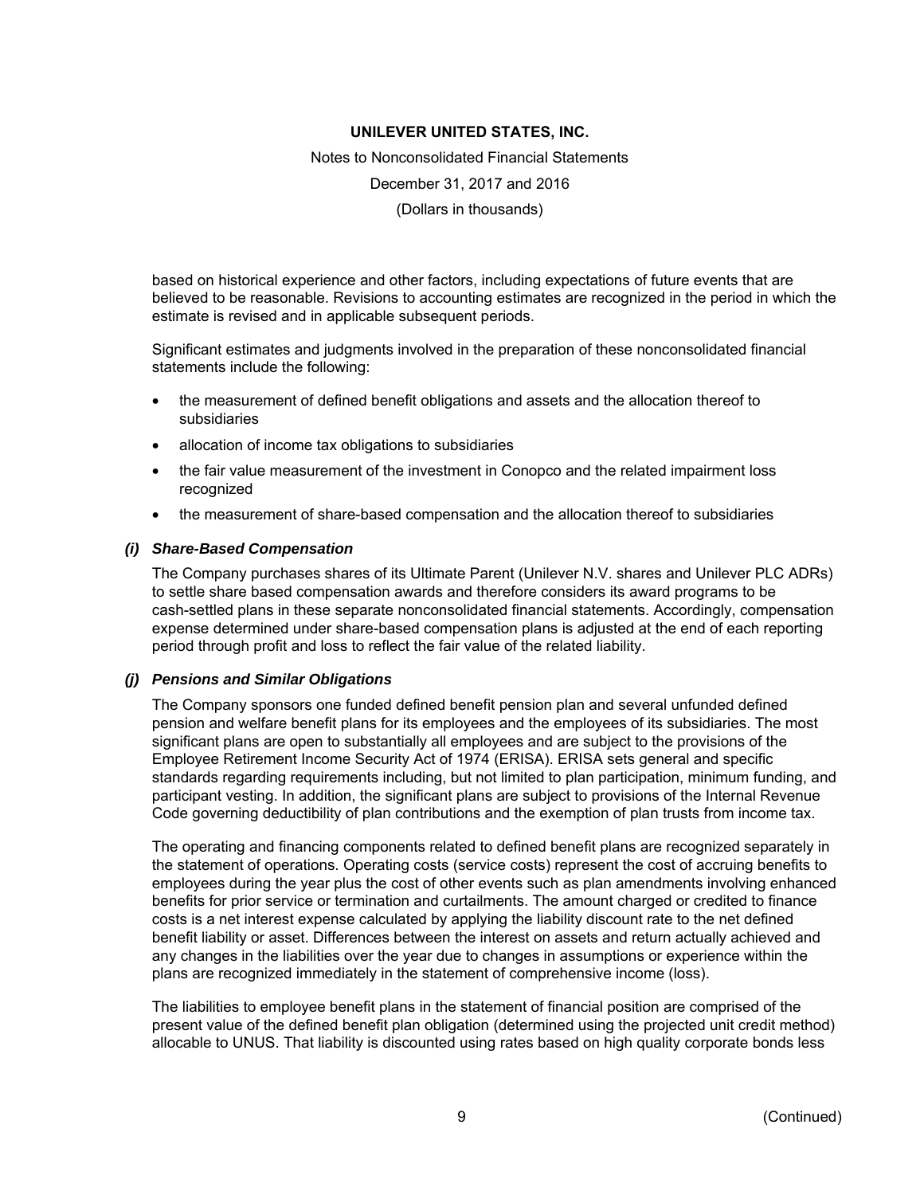based on historical experience and other factors, including expectations of future events that are believed to be reasonable. Revisions to accounting estimates are recognized in the period in which the estimate is revised and in applicable subsequent periods.

Significant estimates and judgments involved in the preparation of these nonconsolidated financial statements include the following:

- the measurement of defined benefit obligations and assets and the allocation thereof to subsidiaries
- allocation of income tax obligations to subsidiaries
- the fair value measurement of the investment in Conopco and the related impairment loss recognized
- the measurement of share-based compensation and the allocation thereof to subsidiaries

### *(i) Share-Based Compensation*

The Company purchases shares of its Ultimate Parent (Unilever N.V. shares and Unilever PLC ADRs) to settle share based compensation awards and therefore considers its award programs to be cash-settled plans in these separate nonconsolidated financial statements. Accordingly, compensation expense determined under share-based compensation plans is adjusted at the end of each reporting period through profit and loss to reflect the fair value of the related liability.

### *(j) Pensions and Similar Obligations*

The Company sponsors one funded defined benefit pension plan and several unfunded defined pension and welfare benefit plans for its employees and the employees of its subsidiaries. The most significant plans are open to substantially all employees and are subject to the provisions of the Employee Retirement Income Security Act of 1974 (ERISA). ERISA sets general and specific standards regarding requirements including, but not limited to plan participation, minimum funding, and participant vesting. In addition, the significant plans are subject to provisions of the Internal Revenue Code governing deductibility of plan contributions and the exemption of plan trusts from income tax.

The operating and financing components related to defined benefit plans are recognized separately in the statement of operations. Operating costs (service costs) represent the cost of accruing benefits to employees during the year plus the cost of other events such as plan amendments involving enhanced benefits for prior service or termination and curtailments. The amount charged or credited to finance costs is a net interest expense calculated by applying the liability discount rate to the net defined benefit liability or asset. Differences between the interest on assets and return actually achieved and any changes in the liabilities over the year due to changes in assumptions or experience within the plans are recognized immediately in the statement of comprehensive income (loss).

The liabilities to employee benefit plans in the statement of financial position are comprised of the present value of the defined benefit plan obligation (determined using the projected unit credit method) allocable to UNUS. That liability is discounted using rates based on high quality corporate bonds less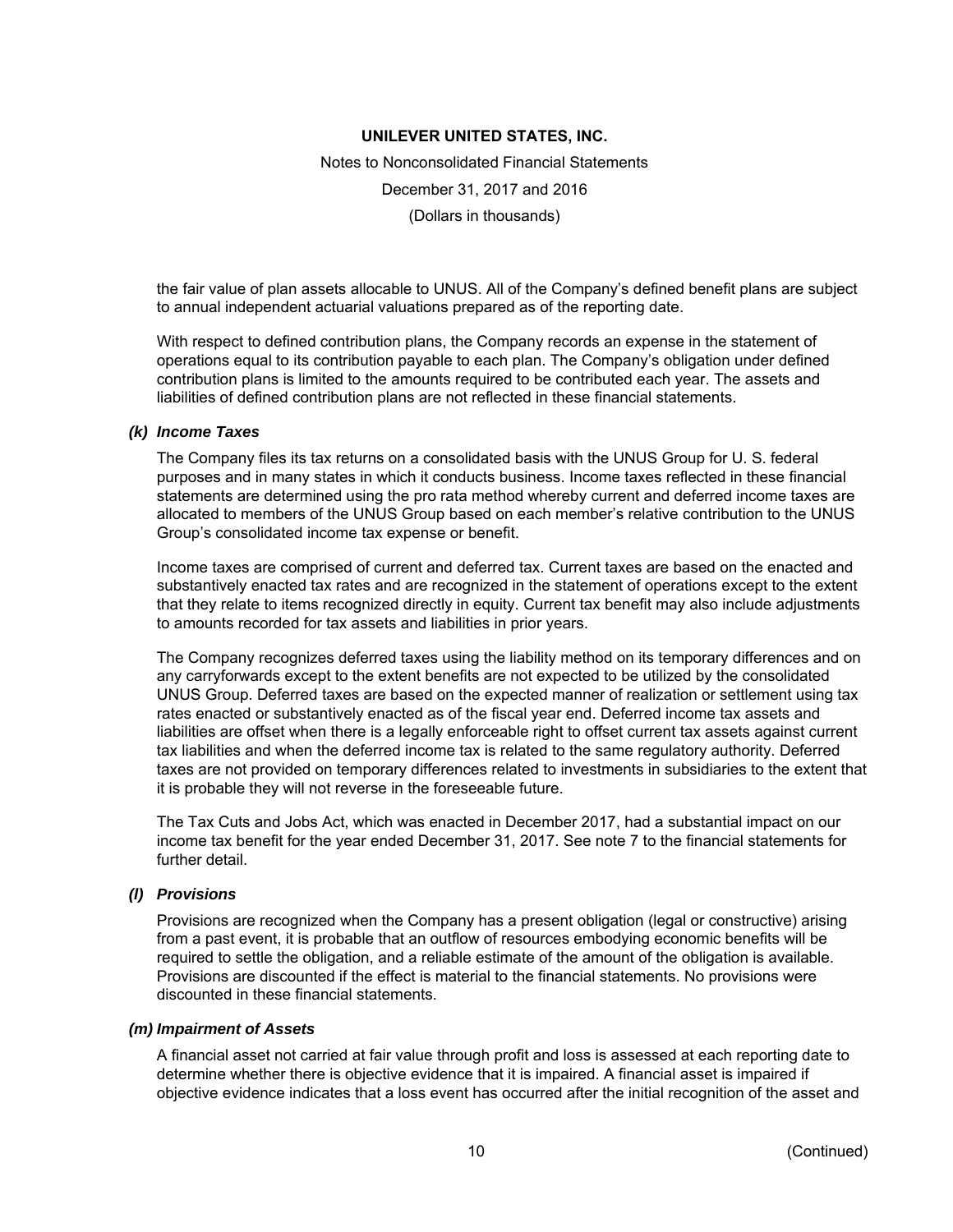the fair value of plan assets allocable to UNUS. All of the Company's defined benefit plans are subject to annual independent actuarial valuations prepared as of the reporting date.

With respect to defined contribution plans, the Company records an expense in the statement of operations equal to its contribution payable to each plan. The Company's obligation under defined contribution plans is limited to the amounts required to be contributed each year. The assets and liabilities of defined contribution plans are not reflected in these financial statements.

### *(k) Income Taxes*

The Company files its tax returns on a consolidated basis with the UNUS Group for U. S. federal purposes and in many states in which it conducts business. Income taxes reflected in these financial statements are determined using the pro rata method whereby current and deferred income taxes are allocated to members of the UNUS Group based on each member's relative contribution to the UNUS Group's consolidated income tax expense or benefit.

Income taxes are comprised of current and deferred tax. Current taxes are based on the enacted and substantively enacted tax rates and are recognized in the statement of operations except to the extent that they relate to items recognized directly in equity. Current tax benefit may also include adjustments to amounts recorded for tax assets and liabilities in prior years.

The Company recognizes deferred taxes using the liability method on its temporary differences and on any carryforwards except to the extent benefits are not expected to be utilized by the consolidated UNUS Group. Deferred taxes are based on the expected manner of realization or settlement using tax rates enacted or substantively enacted as of the fiscal year end. Deferred income tax assets and liabilities are offset when there is a legally enforceable right to offset current tax assets against current tax liabilities and when the deferred income tax is related to the same regulatory authority. Deferred taxes are not provided on temporary differences related to investments in subsidiaries to the extent that it is probable they will not reverse in the foreseeable future.

The Tax Cuts and Jobs Act, which was enacted in December 2017, had a substantial impact on our income tax benefit for the year ended December 31, 2017. See note 7 to the financial statements for further detail.

### *(l) Provisions*

Provisions are recognized when the Company has a present obligation (legal or constructive) arising from a past event, it is probable that an outflow of resources embodying economic benefits will be required to settle the obligation, and a reliable estimate of the amount of the obligation is available. Provisions are discounted if the effect is material to the financial statements. No provisions were discounted in these financial statements.

### *(m) Impairment of Assets*

A financial asset not carried at fair value through profit and loss is assessed at each reporting date to determine whether there is objective evidence that it is impaired. A financial asset is impaired if objective evidence indicates that a loss event has occurred after the initial recognition of the asset and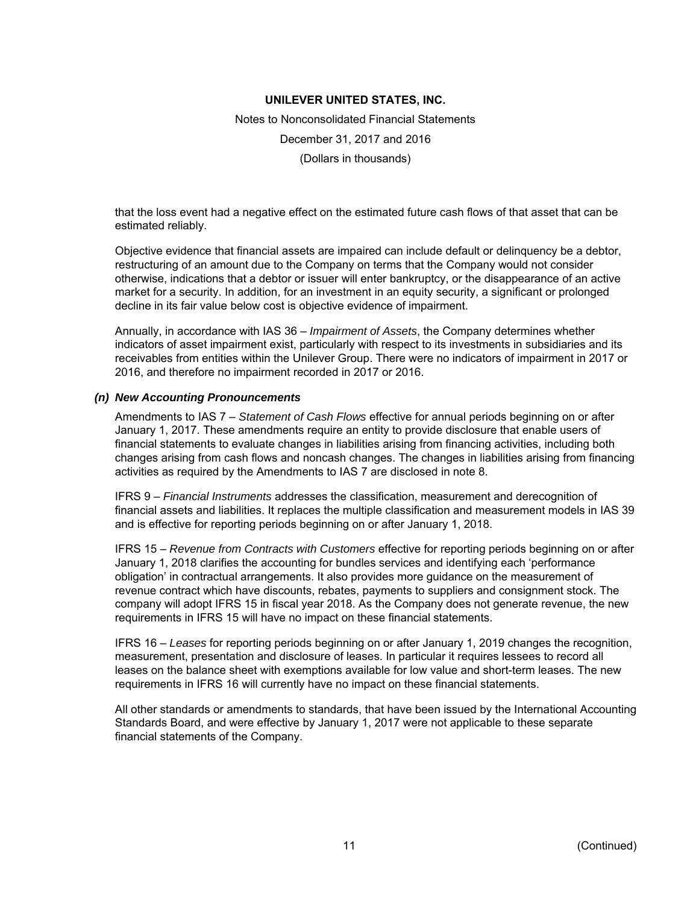that the loss event had a negative effect on the estimated future cash flows of that asset that can be estimated reliably.

Objective evidence that financial assets are impaired can include default or delinquency be a debtor, restructuring of an amount due to the Company on terms that the Company would not consider otherwise, indications that a debtor or issuer will enter bankruptcy, or the disappearance of an active market for a security. In addition, for an investment in an equity security, a significant or prolonged decline in its fair value below cost is objective evidence of impairment.

Annually, in accordance with IAS 36 – *Impairment of Assets*, the Company determines whether indicators of asset impairment exist, particularly with respect to its investments in subsidiaries and its receivables from entities within the Unilever Group. There were no indicators of impairment in 2017 or 2016, and therefore no impairment recorded in 2017 or 2016.

### *(n) New Accounting Pronouncements*

Amendments to IAS 7 – *Statement of Cash Flows* effective for annual periods beginning on or after January 1, 2017. These amendments require an entity to provide disclosure that enable users of financial statements to evaluate changes in liabilities arising from financing activities, including both changes arising from cash flows and noncash changes. The changes in liabilities arising from financing activities as required by the Amendments to IAS 7 are disclosed in note 8.

IFRS 9 – *Financial Instruments* addresses the classification, measurement and derecognition of financial assets and liabilities. It replaces the multiple classification and measurement models in IAS 39 and is effective for reporting periods beginning on or after January 1, 2018.

IFRS 15 – *Revenue from Contracts with Customers* effective for reporting periods beginning on or after January 1, 2018 clarifies the accounting for bundles services and identifying each 'performance obligation' in contractual arrangements. It also provides more guidance on the measurement of revenue contract which have discounts, rebates, payments to suppliers and consignment stock. The company will adopt IFRS 15 in fiscal year 2018. As the Company does not generate revenue, the new requirements in IFRS 15 will have no impact on these financial statements.

IFRS 16 – *Leases* for reporting periods beginning on or after January 1, 2019 changes the recognition, measurement, presentation and disclosure of leases. In particular it requires lessees to record all leases on the balance sheet with exemptions available for low value and short-term leases. The new requirements in IFRS 16 will currently have no impact on these financial statements.

All other standards or amendments to standards, that have been issued by the International Accounting Standards Board, and were effective by January 1, 2017 were not applicable to these separate financial statements of the Company.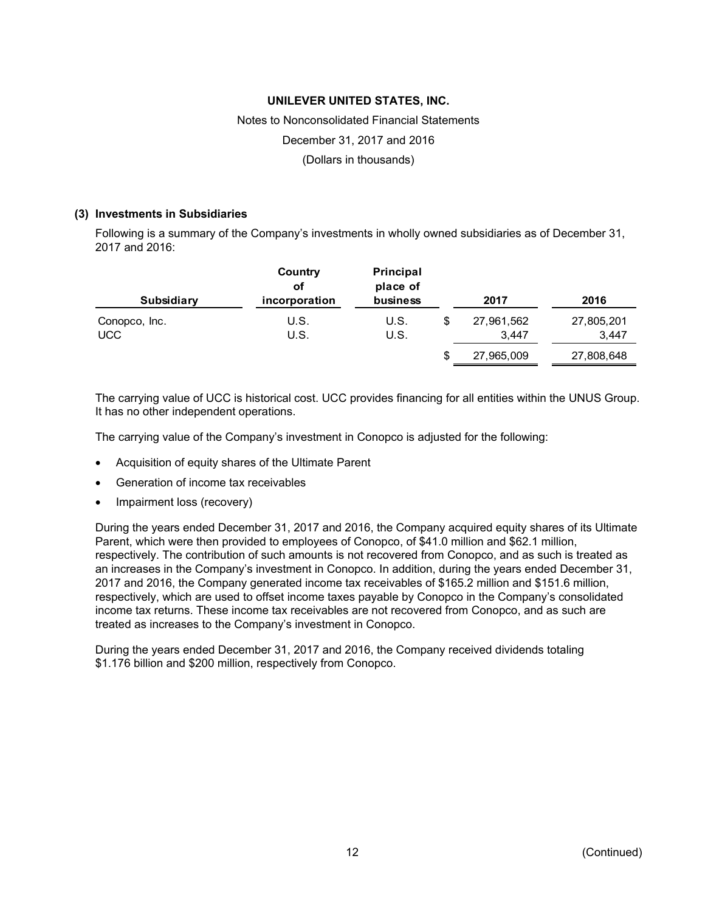### (3) Investments in Subsidiaries

Following is a summary of the Company's investments in wholly owned subsidiaries as of December 31, 2017 and 2016:

| Subsidiary | Country of incorporation | Principal place of business | | 2017 | 2016 |
|---|---|---|---|---|---|
| Conopco, Inc. | U.S. | U.S. | $ | 27,961,562 | 27,805,201 |
| UCC | U.S. | U.S. | | 3,447 | 3,447 |
| | | | $ | 27,965,009 | 27,808,648 |

The carrying value of UCC is historical cost. UCC provides financing for all entities within the UNUS Group. It has no other independent operations.

The carrying value of the Company's investment in Conopco is adjusted for the following:

- Acquisition of equity shares of the Ultimate Parent
- Generation of income tax receivables
- Impairment loss (recovery)

During the years ended December 31, 2017 and 2016, the Company acquired equity shares of its Ultimate Parent, which were then provided to employees of Conopco, of $41.0 million and $62.1 million, respectively. The contribution of such amounts is not recovered from Conopco, and as such is treated as an increases in the Company's investment in Conopco. In addition, during the years ended December 31, 2017 and 2016, the Company generated income tax receivables of $165.2 million and $151.6 million, respectively, which are used to offset income taxes payable by Conopco in the Company's consolidated income tax returns. These income tax receivables are not recovered from Conopco, and as such are treated as increases to the Company's investment in Conopco.

During the years ended December 31, 2017 and 2016, the Company received dividends totaling $1.176 billion and $200 million, respectively from Conopco.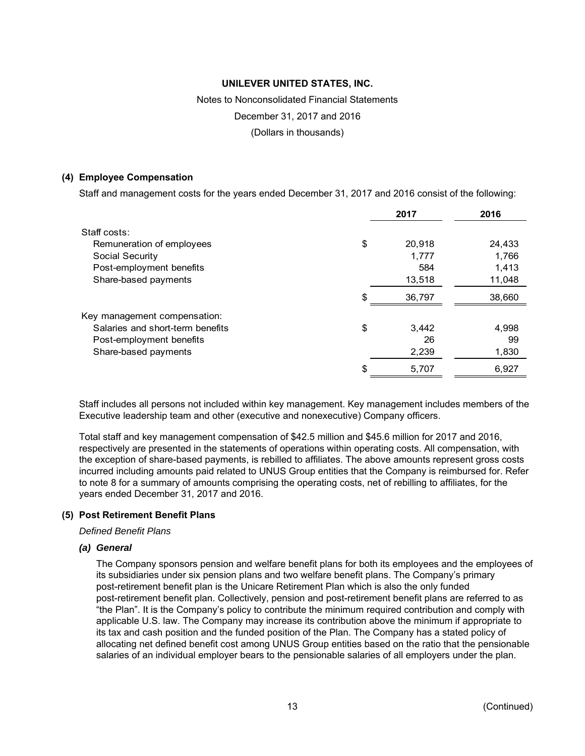UNILEVER UNITED STATES, INC.

Notes to Nonconsolidated Financial Statements

December 31, 2017 and 2016

(Dollars in thousands)

## (4) Employee Compensation

Staff and management costs for the years ended December 31, 2017 and 2016 consist of the following:

| | | 2017 | 2016 |
|---|---|---|---|
| Staff costs: | | | |
| Remuneration of employees | $ | 20,918 | 24,433 |
| Social Security | | 1,777 | 1,766 |
| Post-employment benefits | | 584 | 1,413 |
| Share-based payments | | 13,518 | 11,048 |
| | $ | 36,797 | 38,660 |
| Key management compensation: | | | |
| Salaries and short-term benefits | $ | 3,442 | 4,998 |
| Post-employment benefits | | 26 | 99 |
| Share-based payments | | 2,239 | 1,830 |
| | $ | 5,707 | 6,927 |

Staff includes all persons not included within key management. Key management includes members of the Executive leadership team and other (executive and nonexecutive) Company officers.

Total staff and key management compensation of $42.5 million and $45.6 million for 2017 and 2016, respectively are presented in the statements of operations within operating costs. All compensation, with the exception of share-based payments, is rebilled to affiliates. The above amounts represent gross costs incurred including amounts paid related to UNUS Group entities that the Company is reimbursed for. Refer to note 8 for a summary of amounts comprising the operating costs, net of rebilling to affiliates, for the years ended December 31, 2017 and 2016.

## (5) Post Retirement Benefit Plans

*Defined Benefit Plans*

### *(a) General*

The Company sponsors pension and welfare benefit plans for both its employees and the employees of its subsidiaries under six pension plans and two welfare benefit plans. The Company's primary post-retirement benefit plan is the Unicare Retirement Plan which is also the only funded post-retirement benefit plan. Collectively, pension and post-retirement benefit plans are referred to as "the Plan". It is the Company's policy to contribute the minimum required contribution and comply with applicable U.S. law. The Company may increase its contribution above the minimum if appropriate to its tax and cash position and the funded position of the Plan. The Company has a stated policy of allocating net defined benefit cost among UNUS Group entities based on the ratio that the pensionable salaries of an individual employer bears to the pensionable salaries of all employers under the plan.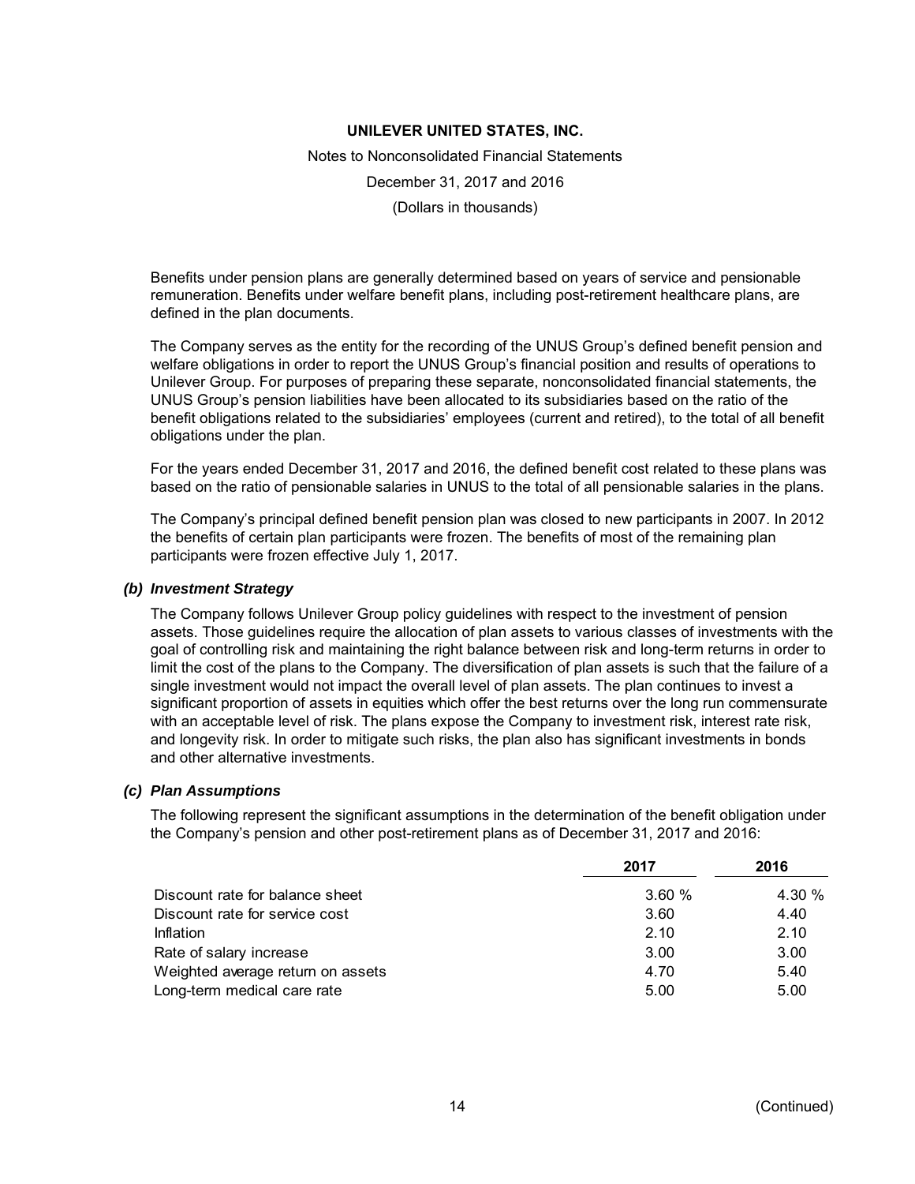Benefits under pension plans are generally determined based on years of service and pensionable remuneration. Benefits under welfare benefit plans, including post-retirement healthcare plans, are defined in the plan documents.

The Company serves as the entity for the recording of the UNUS Group's defined benefit pension and welfare obligations in order to report the UNUS Group's financial position and results of operations to Unilever Group. For purposes of preparing these separate, nonconsolidated financial statements, the UNUS Group's pension liabilities have been allocated to its subsidiaries based on the ratio of the benefit obligations related to the subsidiaries' employees (current and retired), to the total of all benefit obligations under the plan.

For the years ended December 31, 2017 and 2016, the defined benefit cost related to these plans was based on the ratio of pensionable salaries in UNUS to the total of all pensionable salaries in the plans.

The Company's principal defined benefit pension plan was closed to new participants in 2007. In 2012 the benefits of certain plan participants were frozen. The benefits of most of the remaining plan participants were frozen effective July 1, 2017.

### *(b) Investment Strategy*

The Company follows Unilever Group policy guidelines with respect to the investment of pension assets. Those guidelines require the allocation of plan assets to various classes of investments with the goal of controlling risk and maintaining the right balance between risk and long-term returns in order to limit the cost of the plans to the Company. The diversification of plan assets is such that the failure of a single investment would not impact the overall level of plan assets. The plan continues to invest a significant proportion of assets in equities which offer the best returns over the long run commensurate with an acceptable level of risk. The plans expose the Company to investment risk, interest rate risk, and longevity risk. In order to mitigate such risks, the plan also has significant investments in bonds and other alternative investments.

### *(c) Plan Assumptions*

The following represent the significant assumptions in the determination of the benefit obligation under the Company's pension and other post-retirement plans as of December 31, 2017 and 2016:

| | 2017 | 2016 |
|---|---|---|
| Discount rate for balance sheet | 3.60 % | 4.30 % |
| Discount rate for service cost | 3.60 | 4.40 |
| Inflation | 2.10 | 2.10 |
| Rate of salary increase | 3.00 | 3.00 |
| Weighted average return on assets | 4.70 | 5.40 |
| Long-term medical care rate | 5.00 | 5.00 |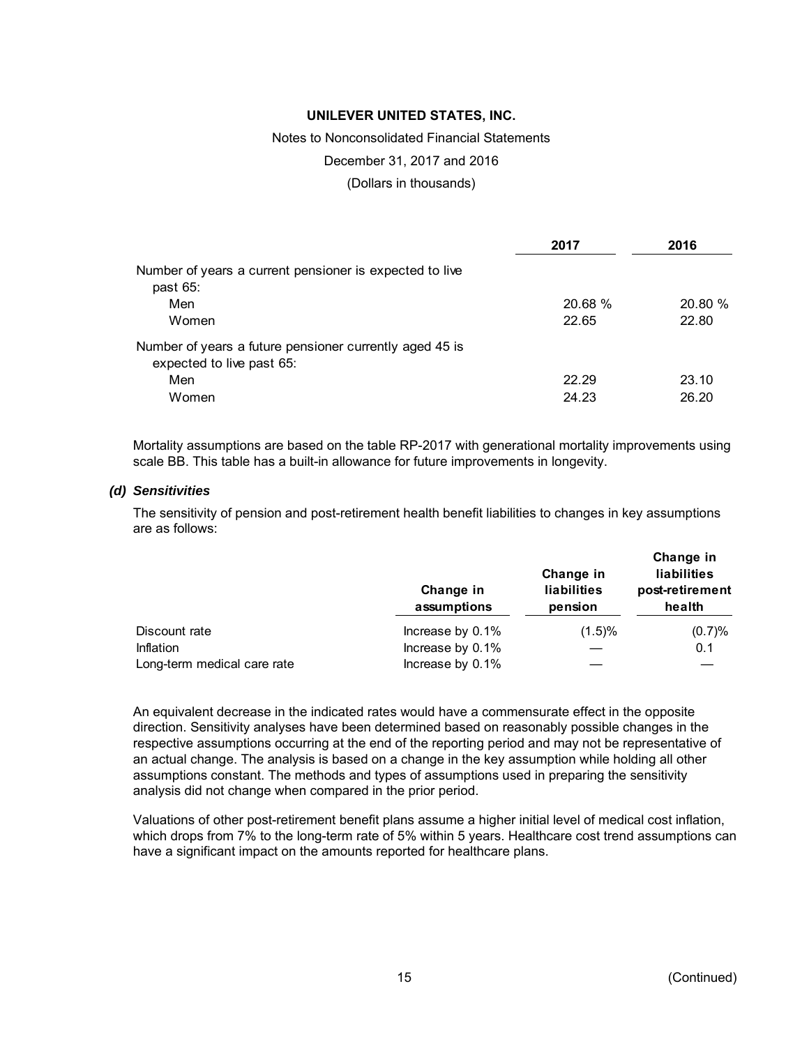**UNILEVER UNITED STATES, INC.**

Notes to Nonconsolidated Financial Statements

December 31, 2017 and 2016

(Dollars in thousands)

| | 2017 | 2016 |
|---|---|---|
| Number of years a current pensioner is expected to live past 65: | | |
| Men | 20.68 % | 20.80 % |
| Women | 22.65 | 22.80 |
| Number of years a future pensioner currently aged 45 is expected to live past 65: | | |
| Men | 22.29 | 23.10 |
| Women | 24.23 | 26.20 |

Mortality assumptions are based on the table RP-2017 with generational mortality improvements using scale BB. This table has a built-in allowance for future improvements in longevity.

### *(d) Sensitivities*

The sensitivity of pension and post-retirement health benefit liabilities to changes in key assumptions are as follows:

| | Change in assumptions | Change in liabilities pension | Change in liabilities post-retirement health |
|---|---|---|---|
| Discount rate | Increase by 0.1% | (1.5)% | (0.7)% |
| Inflation | Increase by 0.1% | — | 0.1 |
| Long-term medical care rate | Increase by 0.1% | — | — |

An equivalent decrease in the indicated rates would have a commensurate effect in the opposite direction. Sensitivity analyses have been determined based on reasonably possible changes in the respective assumptions occurring at the end of the reporting period and may not be representative of an actual change. The analysis is based on a change in the key assumption while holding all other assumptions constant. The methods and types of assumptions used in preparing the sensitivity analysis did not change when compared in the prior period.

Valuations of other post-retirement benefit plans assume a higher initial level of medical cost inflation, which drops from 7% to the long-term rate of 5% within 5 years. Healthcare cost trend assumptions can have a significant impact on the amounts reported for healthcare plans.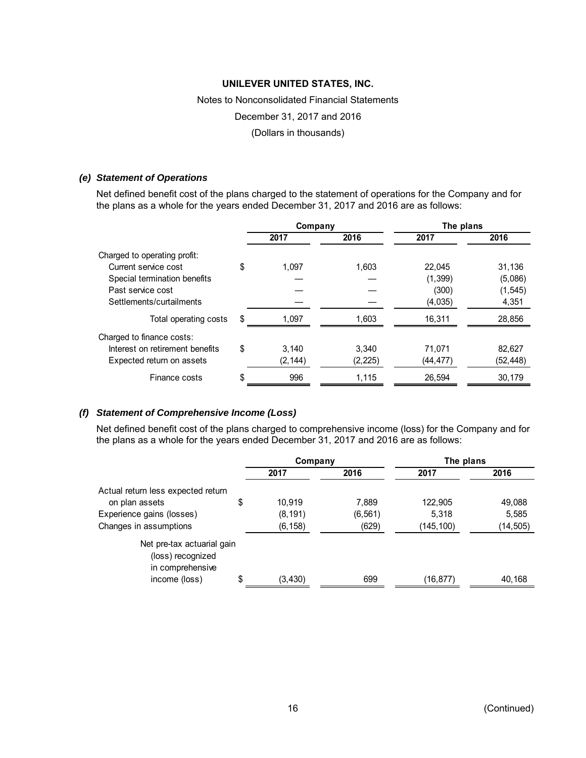**UNILEVER UNITED STATES, INC.**

Notes to Nonconsolidated Financial Statements

December 31, 2017 and 2016

(Dollars in thousands)

***(e) Statement of Operations***

Net defined benefit cost of the plans charged to the statement of operations for the Company and for the plans as a whole for the years ended December 31, 2017 and 2016 are as follows:

| | Company | | The plans | |
|---|---|---|---|---|
| | **2017** | **2016** | **2017** | **2016** |
| Charged to operating profit: | | | | |
| Current service cost | $ 1,097 | 1,603 | 22,045 | 31,136 |
| Special termination benefits | — | — | (1,399) | (5,086) |
| Past service cost | — | — | (300) | (1,545) |
| Settlements/curtailments | — | — | (4,035) | 4,351 |
| Total operating costs | $ 1,097 | 1,603 | 16,311 | 28,856 |
| Charged to finance costs: | | | | |
| Interest on retirement benefits | $ 3,140 | 3,340 | 71,071 | 82,627 |
| Expected return on assets | (2,144) | (2,225) | (44,477) | (52,448) |
| Finance costs | $ 996 | 1,115 | 26,594 | 30,179 |

***(f) Statement of Comprehensive Income (Loss)***

Net defined benefit cost of the plans charged to comprehensive income (loss) for the Company and for the plans as a whole for the years ended December 31, 2017 and 2016 are as follows:

| | Company | | The plans | |
|---|---|---|---|---|
| | **2017** | **2016** | **2017** | **2016** |
| Actual return less expected return on plan assets | $ 10,919 | 7,889 | 122,905 | 49,088 |
| Experience gains (losses) | (8,191) | (6,561) | 5,318 | 5,585 |
| Changes in assumptions | (6,158) | (629) | (145,100) | (14,505) |
| Net pre-tax actuarial gain (loss) recognized in comprehensive income (loss) | $ (3,430) | 699 | (16,877) | 40,168 |

(Continued)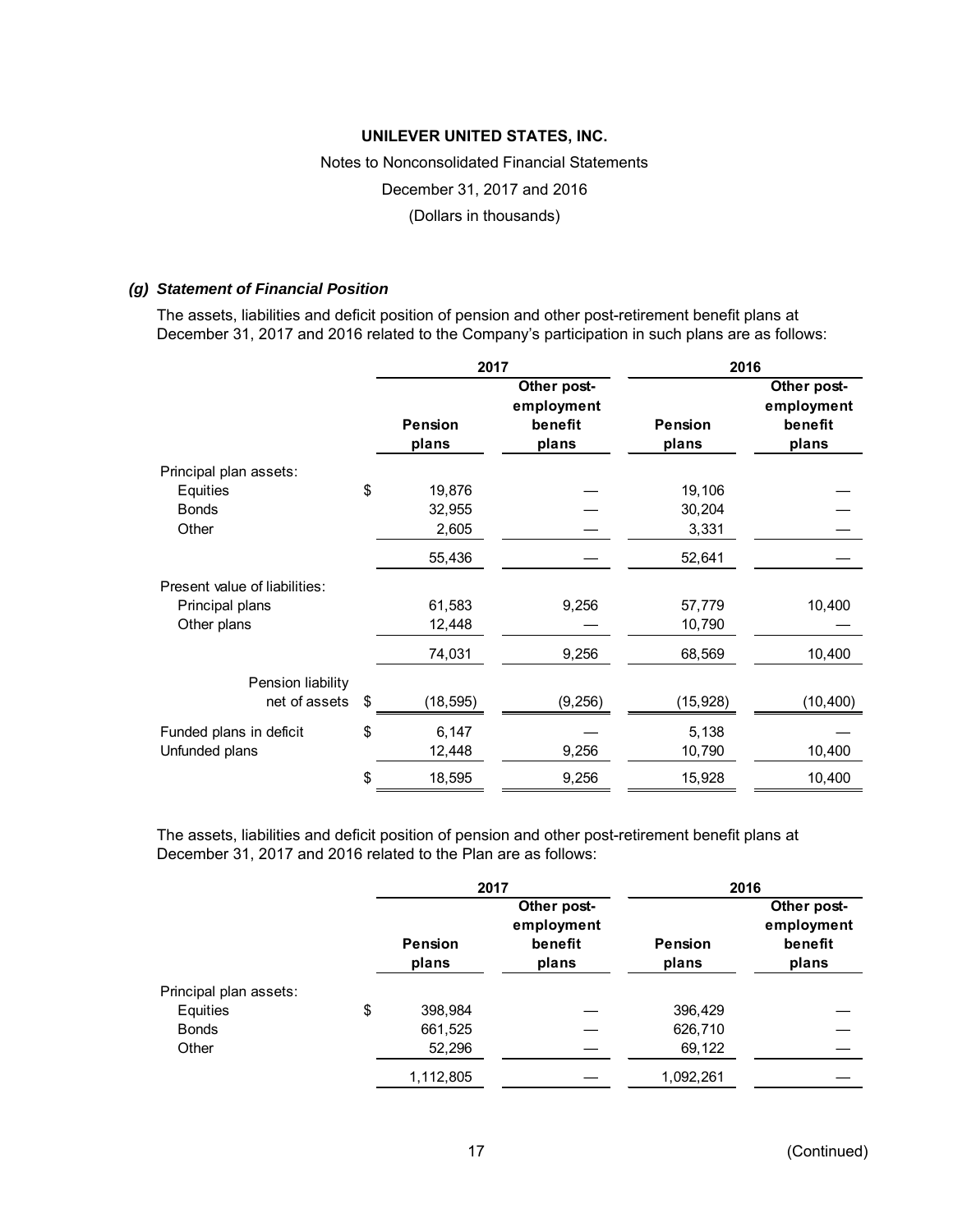### *(g) Statement of Financial Position*

The assets, liabilities and deficit position of pension and other post-retirement benefit plans at December 31, 2017 and 2016 related to the Company's participation in such plans are as follows:

| | 2017 | | 2016 | |
|---|---|---|---|---|
| | Pension plans | Other post-employment benefit plans | Pension plans | Other post-employment benefit plans |
| Principal plan assets: | | | | |
| Equities | $ 19,876 | — | 19,106 | — |
| Bonds | 32,955 | — | 30,204 | — |
| Other | 2,605 | — | 3,331 | — |
| | 55,436 | — | 52,641 | — |
| Present value of liabilities: | | | | |
| Principal plans | 61,583 | 9,256 | 57,779 | 10,400 |
| Other plans | 12,448 | — | 10,790 | — |
| | 74,031 | 9,256 | 68,569 | 10,400 |
| Pension liability net of assets | $ (18,595) | (9,256) | (15,928) | (10,400) |
| Funded plans in deficit | $ 6,147 | — | 5,138 | — |
| Unfunded plans | 12,448 | 9,256 | 10,790 | 10,400 |
| | $ 18,595 | 9,256 | 15,928 | 10,400 |

The assets, liabilities and deficit position of pension and other post-retirement benefit plans at December 31, 2017 and 2016 related to the Plan are as follows:

| | 2017 | | 2016 | |
|---|---|---|---|---|
| | Pension plans | Other post-employment benefit plans | Pension plans | Other post-employment benefit plans |
| Principal plan assets: | | | | |
| Equities | $ 398,984 | — | 396,429 | — |
| Bonds | 661,525 | — | 626,710 | — |
| Other | 52,296 | — | 69,122 | — |
| | 1,112,805 | — | 1,092,261 | — |

(Continued)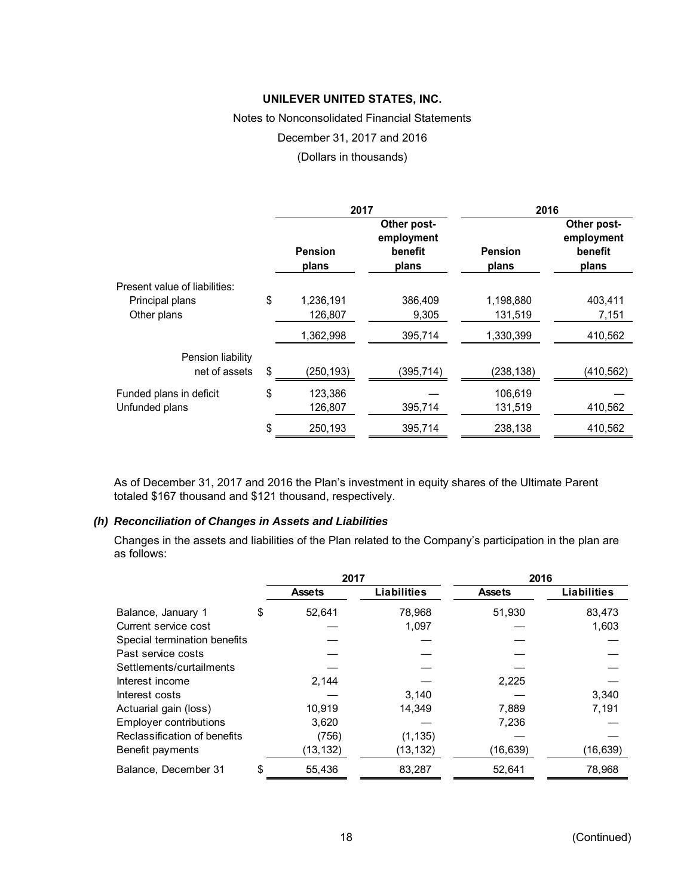| | 2017 | | 2016 | |
|---|---|---|---|---|
| | Pension plans | Other post-employment benefit plans | Pension plans | Other post-employment benefit plans |
| Present value of liabilities: | | | | |
| Principal plans | $ 1,236,191 | 386,409 | 1,198,880 | 403,411 |
| Other plans | 126,807 | 9,305 | 131,519 | 7,151 |
| | 1,362,998 | 395,714 | 1,330,399 | 410,562 |
| Pension liability net of assets | $ (250,193) | (395,714) | (238,138) | (410,562) |
| Funded plans in deficit | $ 123,386 | — | 106,619 | — |
| Unfunded plans | 126,807 | 395,714 | 131,519 | 410,562 |
| | $ 250,193 | 395,714 | 238,138 | 410,562 |

As of December 31, 2017 and 2016 the Plan's investment in equity shares of the Ultimate Parent totaled $167 thousand and $121 thousand, respectively.

### *(h) Reconciliation of Changes in Assets and Liabilities*

Changes in the assets and liabilities of the Plan related to the Company's participation in the plan are as follows:

| | 2017 | | 2016 | |
|---|---|---|---|---|
| | Assets | Liabilities | Assets | Liabilities |
| Balance, January 1 | $ 52,641 | 78,968 | 51,930 | 83,473 |
| Current service cost | — | 1,097 | — | 1,603 |
| Special termination benefits | — | — | — | — |
| Past service costs | — | — | — | — |
| Settlements/curtailments | — | — | — | — |
| Interest income | 2,144 | — | 2,225 | — |
| Interest costs | — | 3,140 | — | 3,340 |
| Actuarial gain (loss) | 10,919 | 14,349 | 7,889 | 7,191 |
| Employer contributions | 3,620 | — | 7,236 | — |
| Reclassification of benefits | (756) | (1,135) | — | — |
| Benefit payments | (13,132) | (13,132) | (16,639) | (16,639) |
| Balance, December 31 | $ 55,436 | 83,287 | 52,641 | 78,968 |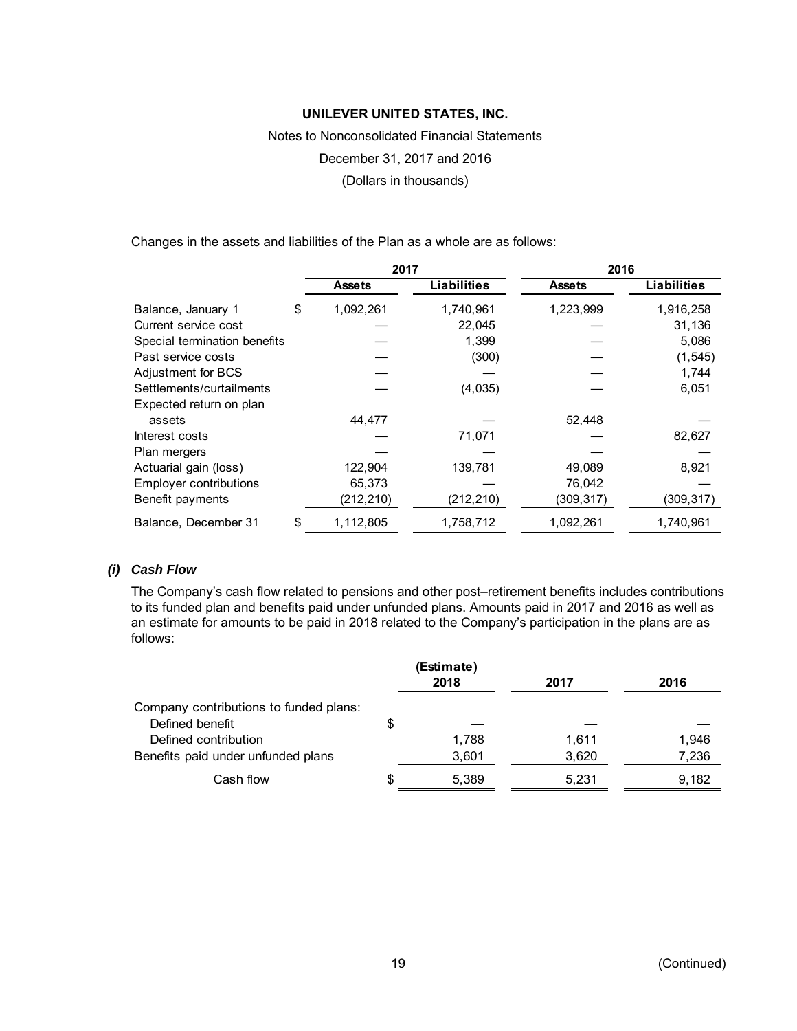Changes in the assets and liabilities of the Plan as a whole are as follows:

| | 2017 | | 2016 | |
|---|---|---|---|---|
| | **Assets** | **Liabilities** | **Assets** | **Liabilities** |
| Balance, January 1 | $ 1,092,261 | 1,740,961 | 1,223,999 | 1,916,258 |
| Current service cost | — | 22,045 | — | 31,136 |
| Special termination benefits | — | 1,399 | — | 5,086 |
| Past service costs | — | (300) | — | (1,545) |
| Adjustment for BCS | — | — | — | 1,744 |
| Settlements/curtailments | — | (4,035) | — | 6,051 |
| Expected return on plan assets | 44,477 | — | 52,448 | — |
| Interest costs | — | 71,071 | — | 82,627 |
| Plan mergers | — | — | — | — |
| Actuarial gain (loss) | 122,904 | 139,781 | 49,089 | 8,921 |
| Employer contributions | 65,373 | — | 76,042 | — |
| Benefit payments | (212,210) | (212,210) | (309,317) | (309,317) |
| Balance, December 31 | $ 1,112,805 | 1,758,712 | 1,092,261 | 1,740,961 |

### *(i) Cash Flow*

The Company's cash flow related to pensions and other post–retirement benefits includes contributions to its funded plan and benefits paid under unfunded plans. Amounts paid in 2017 and 2016 as well as an estimate for amounts to be paid in 2018 related to the Company's participation in the plans are as follows:

| | (Estimate) 2018 | 2017 | 2016 |
|---|---|---|---|
| Company contributions to funded plans: | | | |
| Defined benefit | $ — | — | — |
| Defined contribution | 1,788 | 1,611 | 1,946 |
| Benefits paid under unfunded plans | 3,601 | 3,620 | 7,236 |
| Cash flow | $ 5,389 | 5,231 | 9,182 |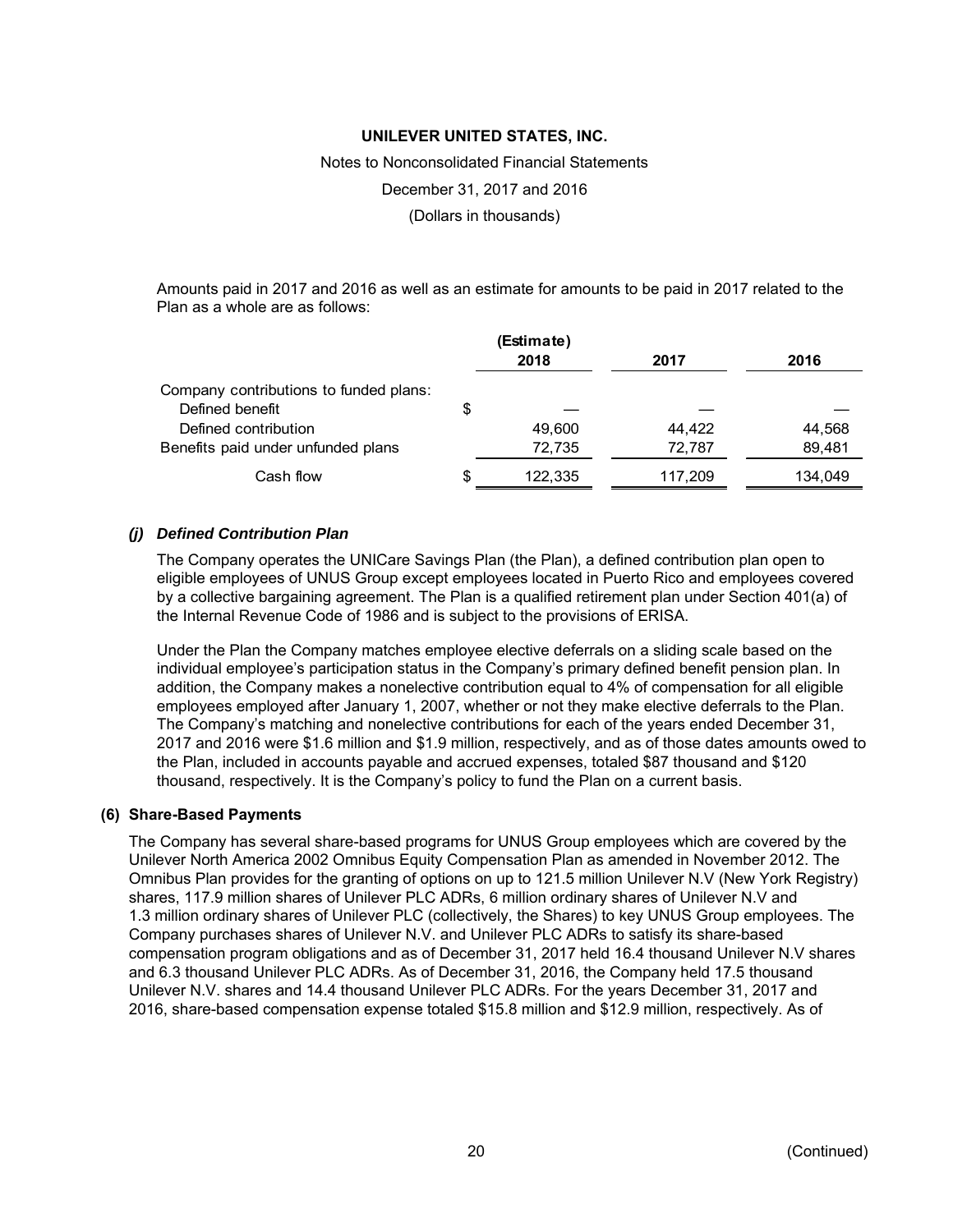Amounts paid in 2017 and 2016 as well as an estimate for amounts to be paid in 2017 related to the Plan as a whole are as follows:

| | (Estimate) 2018 | 2017 | 2016 |
|---|---|---|---|
| Company contributions to funded plans: | | | |
| Defined benefit | $ — | — | — |
| Defined contribution | 49,600 | 44,422 | 44,568 |
| Benefits paid under unfunded plans | 72,735 | 72,787 | 89,481 |
| Cash flow | $ 122,335 | 117,209 | 134,049 |

### *(j) Defined Contribution Plan*

The Company operates the UNICare Savings Plan (the Plan), a defined contribution plan open to eligible employees of UNUS Group except employees located in Puerto Rico and employees covered by a collective bargaining agreement. The Plan is a qualified retirement plan under Section 401(a) of the Internal Revenue Code of 1986 and is subject to the provisions of ERISA.

Under the Plan the Company matches employee elective deferrals on a sliding scale based on the individual employee's participation status in the Company's primary defined benefit pension plan. In addition, the Company makes a nonelective contribution equal to 4% of compensation for all eligible employees employed after January 1, 2007, whether or not they make elective deferrals to the Plan. The Company's matching and nonelective contributions for each of the years ended December 31, 2017 and 2016 were $1.6 million and $1.9 million, respectively, and as of those dates amounts owed to the Plan, included in accounts payable and accrued expenses, totaled $87 thousand and $120 thousand, respectively. It is the Company's policy to fund the Plan on a current basis.

## (6) Share-Based Payments

The Company has several share-based programs for UNUS Group employees which are covered by the Unilever North America 2002 Omnibus Equity Compensation Plan as amended in November 2012. The Omnibus Plan provides for the granting of options on up to 121.5 million Unilever N.V (New York Registry) shares, 117.9 million shares of Unilever PLC ADRs, 6 million ordinary shares of Unilever N.V and 1.3 million ordinary shares of Unilever PLC (collectively, the Shares) to key UNUS Group employees. The Company purchases shares of Unilever N.V. and Unilever PLC ADRs to satisfy its share-based compensation program obligations and as of December 31, 2017 held 16.4 thousand Unilever N.V shares and 6.3 thousand Unilever PLC ADRs. As of December 31, 2016, the Company held 17.5 thousand Unilever N.V. shares and 14.4 thousand Unilever PLC ADRs. For the years December 31, 2017 and 2016, share-based compensation expense totaled $15.8 million and $12.9 million, respectively. As of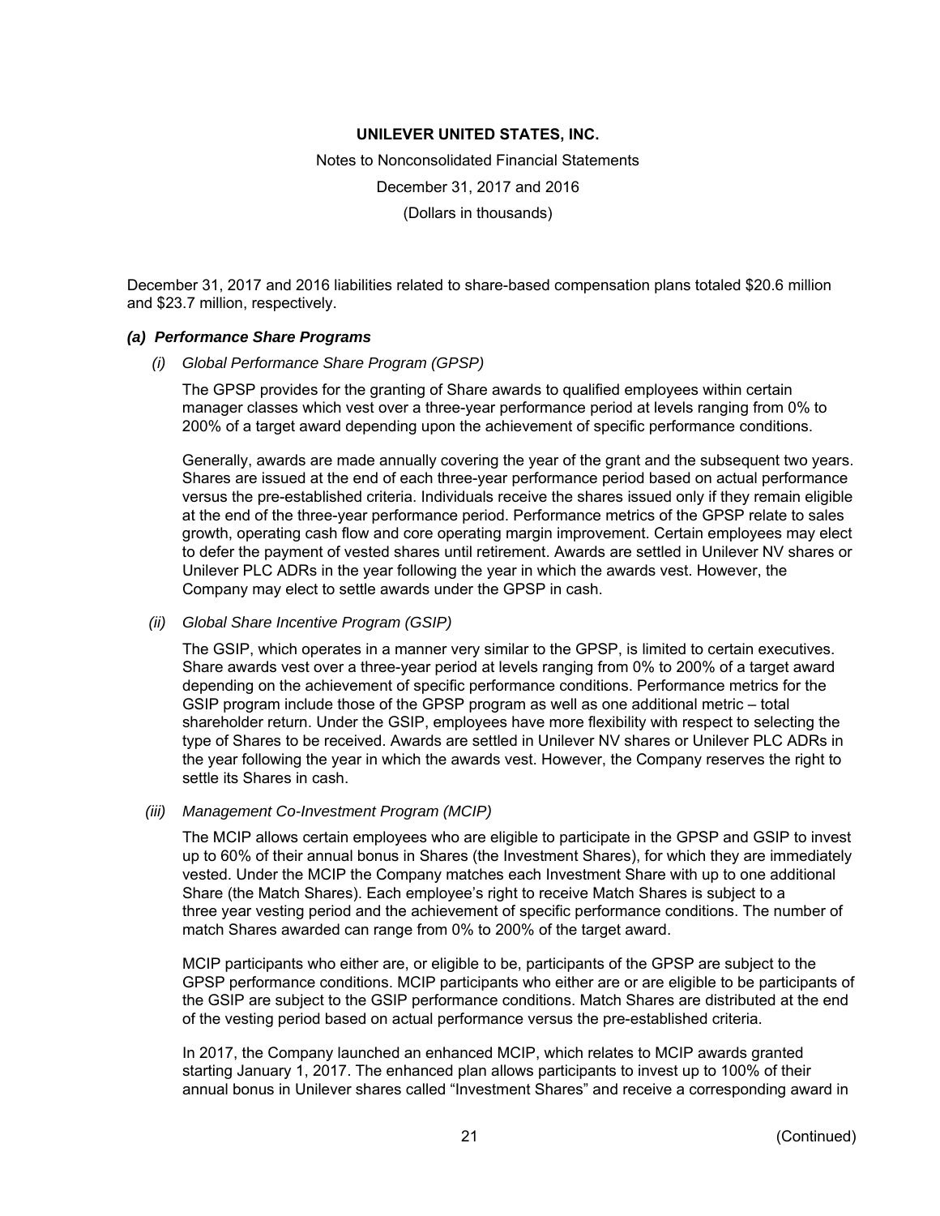December 31, 2017 and 2016 liabilities related to share-based compensation plans totaled $20.6 million and $23.7 million, respectively.

### *(a) Performance Share Programs*

*(i) Global Performance Share Program (GPSP)*

The GPSP provides for the granting of Share awards to qualified employees within certain manager classes which vest over a three-year performance period at levels ranging from 0% to 200% of a target award depending upon the achievement of specific performance conditions.

Generally, awards are made annually covering the year of the grant and the subsequent two years. Shares are issued at the end of each three-year performance period based on actual performance versus the pre-established criteria. Individuals receive the shares issued only if they remain eligible at the end of the three-year performance period. Performance metrics of the GPSP relate to sales growth, operating cash flow and core operating margin improvement. Certain employees may elect to defer the payment of vested shares until retirement. Awards are settled in Unilever NV shares or Unilever PLC ADRs in the year following the year in which the awards vest. However, the Company may elect to settle awards under the GPSP in cash.

*(ii) Global Share Incentive Program (GSIP)*

The GSIP, which operates in a manner very similar to the GPSP, is limited to certain executives. Share awards vest over a three-year period at levels ranging from 0% to 200% of a target award depending on the achievement of specific performance conditions. Performance metrics for the GSIP program include those of the GPSP program as well as one additional metric – total shareholder return. Under the GSIP, employees have more flexibility with respect to selecting the type of Shares to be received. Awards are settled in Unilever NV shares or Unilever PLC ADRs in the year following the year in which the awards vest. However, the Company reserves the right to settle its Shares in cash.

*(iii) Management Co-Investment Program (MCIP)*

The MCIP allows certain employees who are eligible to participate in the GPSP and GSIP to invest up to 60% of their annual bonus in Shares (the Investment Shares), for which they are immediately vested. Under the MCIP the Company matches each Investment Share with up to one additional Share (the Match Shares). Each employee's right to receive Match Shares is subject to a three year vesting period and the achievement of specific performance conditions. The number of match Shares awarded can range from 0% to 200% of the target award.

MCIP participants who either are, or eligible to be, participants of the GPSP are subject to the GPSP performance conditions. MCIP participants who either are or are eligible to be participants of the GSIP are subject to the GSIP performance conditions. Match Shares are distributed at the end of the vesting period based on actual performance versus the pre-established criteria.

In 2017, the Company launched an enhanced MCIP, which relates to MCIP awards granted starting January 1, 2017. The enhanced plan allows participants to invest up to 100% of their annual bonus in Unilever shares called "Investment Shares" and receive a corresponding award in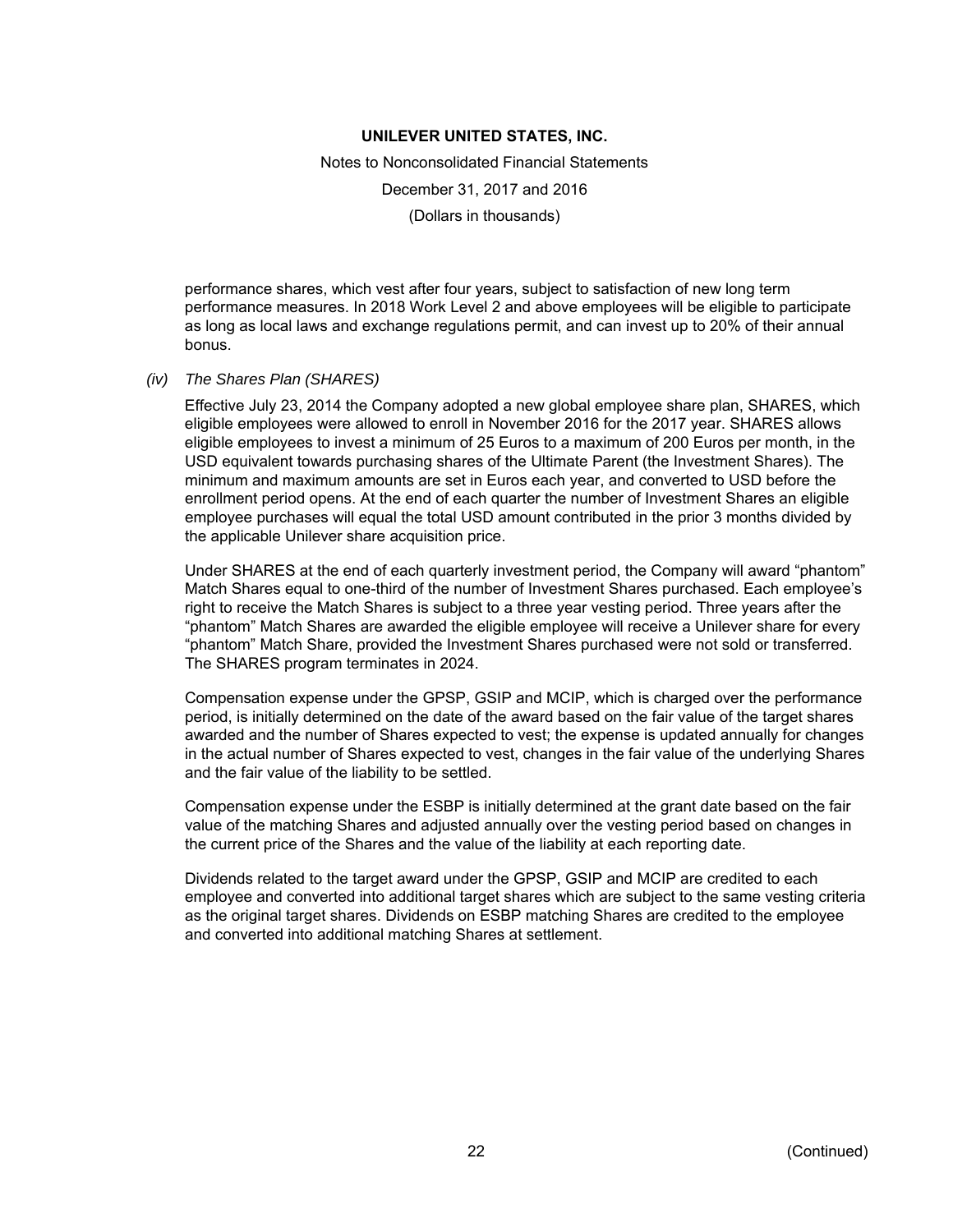performance shares, which vest after four years, subject to satisfaction of new long term performance measures. In 2018 Work Level 2 and above employees will be eligible to participate as long as local laws and exchange regulations permit, and can invest up to 20% of their annual bonus.

*(iv) The Shares Plan (SHARES)*

Effective July 23, 2014 the Company adopted a new global employee share plan, SHARES, which eligible employees were allowed to enroll in November 2016 for the 2017 year. SHARES allows eligible employees to invest a minimum of 25 Euros to a maximum of 200 Euros per month, in the USD equivalent towards purchasing shares of the Ultimate Parent (the Investment Shares). The minimum and maximum amounts are set in Euros each year, and converted to USD before the enrollment period opens. At the end of each quarter the number of Investment Shares an eligible employee purchases will equal the total USD amount contributed in the prior 3 months divided by the applicable Unilever share acquisition price.

Under SHARES at the end of each quarterly investment period, the Company will award "phantom" Match Shares equal to one-third of the number of Investment Shares purchased. Each employee's right to receive the Match Shares is subject to a three year vesting period. Three years after the "phantom" Match Shares are awarded the eligible employee will receive a Unilever share for every "phantom" Match Share, provided the Investment Shares purchased were not sold or transferred. The SHARES program terminates in 2024.

Compensation expense under the GPSP, GSIP and MCIP, which is charged over the performance period, is initially determined on the date of the award based on the fair value of the target shares awarded and the number of Shares expected to vest; the expense is updated annually for changes in the actual number of Shares expected to vest, changes in the fair value of the underlying Shares and the fair value of the liability to be settled.

Compensation expense under the ESBP is initially determined at the grant date based on the fair value of the matching Shares and adjusted annually over the vesting period based on changes in the current price of the Shares and the value of the liability at each reporting date.

Dividends related to the target award under the GPSP, GSIP and MCIP are credited to each employee and converted into additional target shares which are subject to the same vesting criteria as the original target shares. Dividends on ESBP matching Shares are credited to the employee and converted into additional matching Shares at settlement.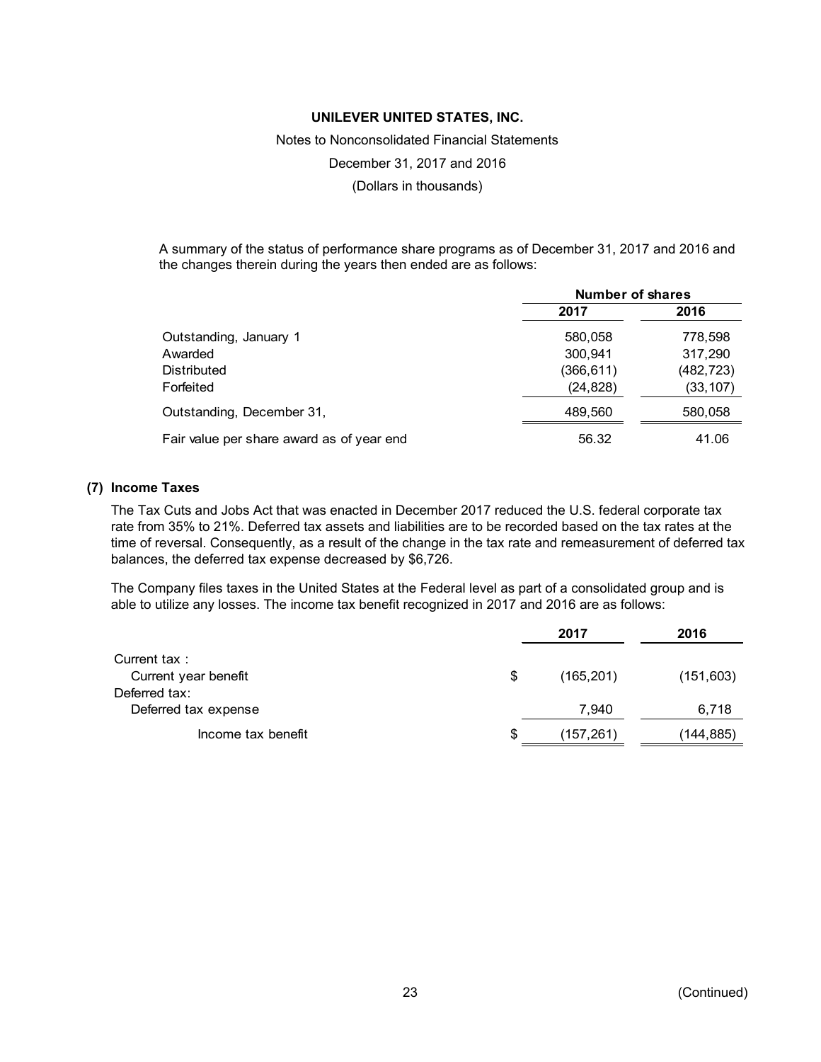A summary of the status of performance share programs as of December 31, 2017 and 2016 and the changes therein during the years then ended are as follows:

| | Number of shares | |
|---|---|---|
| | 2017 | 2016 |
| Outstanding, January 1 | 580,058 | 778,598 |
| Awarded | 300,941 | 317,290 |
| Distributed | (366,611) | (482,723) |
| Forfeited | (24,828) | (33,107) |
| Outstanding, December 31, | 489,560 | 580,058 |
| Fair value per share award as of year end | 56.32 | 41.06 |

### (7) Income Taxes

The Tax Cuts and Jobs Act that was enacted in December 2017 reduced the U.S. federal corporate tax rate from 35% to 21%. Deferred tax assets and liabilities are to be recorded based on the tax rates at the time of reversal. Consequently, as a result of the change in the tax rate and remeasurement of deferred tax balances, the deferred tax expense decreased by $6,726.

The Company files taxes in the United States at the Federal level as part of a consolidated group and is able to utilize any losses. The income tax benefit recognized in 2017 and 2016 are as follows:

| | 2017 | 2016 |
|---|---|---|
| Current tax : | | |
| Current year benefit | $ (165,201) | (151,603) |
| Deferred tax: | | |
| Deferred tax expense | 7,940 | 6,718 |
| Income tax benefit | $ (157,261) | (144,885) |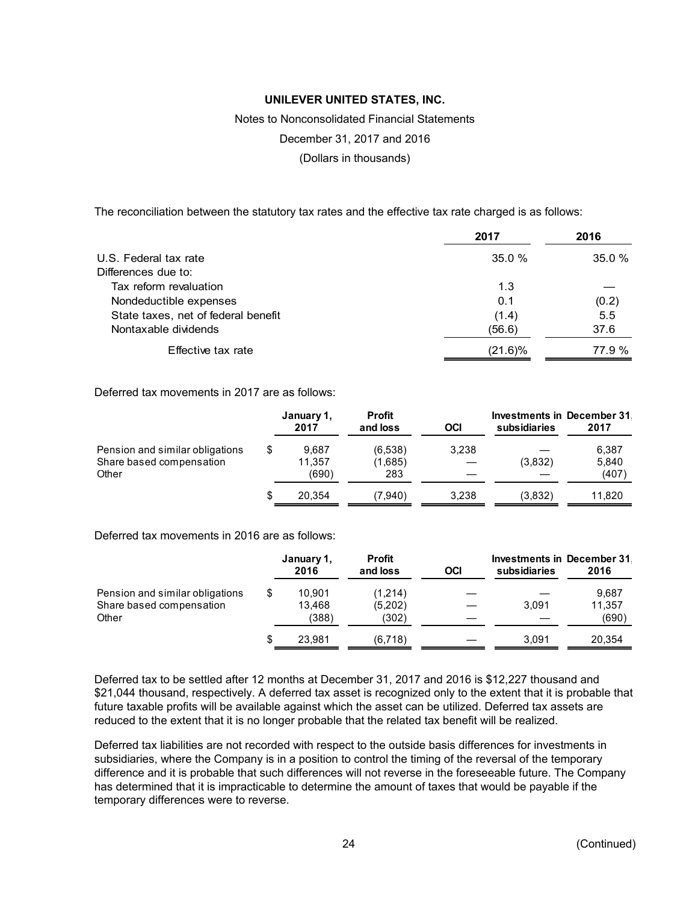The reconciliation between the statutory tax rates and the effective tax rate charged is as follows:

| | 2017 | 2016 |
|---|---|---|
| U.S. Federal tax rate | 35.0 % | 35.0 % |
| Differences due to: | | |
| Tax reform revaluation | 1.3 | — |
| Nondeductible expenses | 0.1 | (0.2) |
| State taxes, net of federal benefit | (1.4) | 5.5 |
| Nontaxable dividends | (56.6) | 37.6 |
| Effective tax rate | (21.6)% | 77.9 % |

Deferred tax movements in 2017 are as follows:

| | January 1, 2017 | Profit and loss | OCI | Investments in subsidiaries | December 31, 2017 |
|---|---|---|---|---|---|
| Pension and similar obligations | $ 9,687 | (6,538) | 3,238 | — | 6,387 |
| Share based compensation | 11,357 | (1,685) | — | (3,832) | 5,840 |
| Other | (690) | 283 | — | — | (407) |
| | $ 20,354 | (7,940) | 3,238 | (3,832) | 11,820 |

Deferred tax movements in 2016 are as follows:

| | January 1, 2016 | Profit and loss | OCI | Investments in subsidiaries | December 31, 2016 |
|---|---|---|---|---|---|
| Pension and similar obligations | $ 10,901 | (1,214) | — | — | 9,687 |
| Share based compensation | 13,468 | (5,202) | — | 3,091 | 11,357 |
| Other | (388) | (302) | — | — | (690) |
| | $ 23,981 | (6,718) | — | 3,091 | 20,354 |

Deferred tax to be settled after 12 months at December 31, 2017 and 2016 is $12,227 thousand and $21,044 thousand, respectively. A deferred tax asset is recognized only to the extent that it is probable that future taxable profits will be available against which the asset can be utilized. Deferred tax assets are reduced to the extent that it is no longer probable that the related tax benefit will be realized.

Deferred tax liabilities are not recorded with respect to the outside basis differences for investments in subsidiaries, where the Company is in a position to control the timing of the reversal of the temporary difference and it is probable that such differences will not reverse in the foreseeable future. The Company has determined that it is impracticable to determine the amount of taxes that would be payable if the temporary differences were to reverse.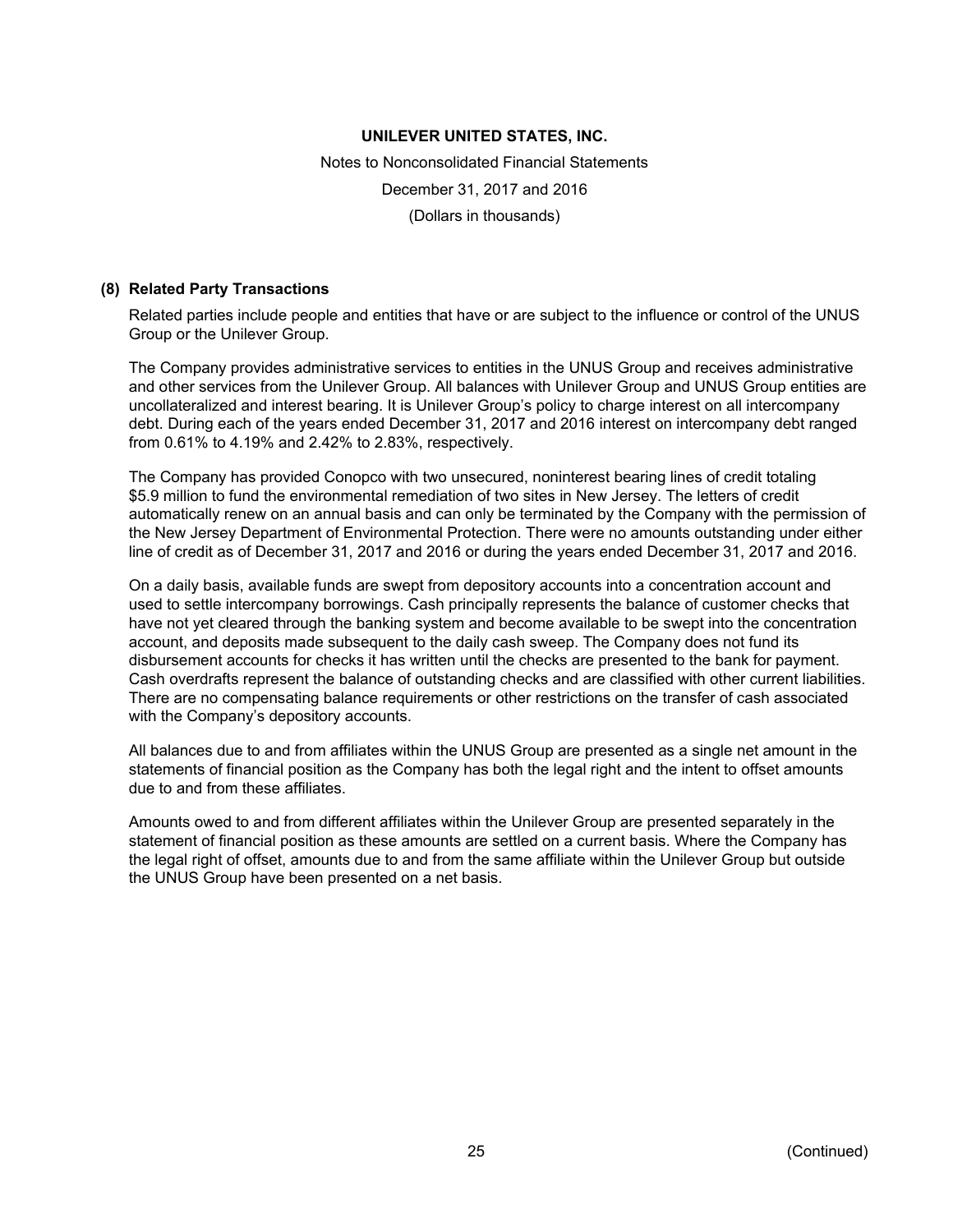# UNILEVER UNITED STATES, INC.

Notes to Nonconsolidated Financial Statements

December 31, 2017 and 2016

(Dollars in thousands)

## (8) Related Party Transactions

Related parties include people and entities that have or are subject to the influence or control of the UNUS Group or the Unilever Group.

The Company provides administrative services to entities in the UNUS Group and receives administrative and other services from the Unilever Group. All balances with Unilever Group and UNUS Group entities are uncollateralized and interest bearing. It is Unilever Group's policy to charge interest on all intercompany debt. During each of the years ended December 31, 2017 and 2016 interest on intercompany debt ranged from 0.61% to 4.19% and 2.42% to 2.83%, respectively.

The Company has provided Conopco with two unsecured, noninterest bearing lines of credit totaling \$5.9 million to fund the environmental remediation of two sites in New Jersey. The letters of credit automatically renew on an annual basis and can only be terminated by the Company with the permission of the New Jersey Department of Environmental Protection. There were no amounts outstanding under either line of credit as of December 31, 2017 and 2016 or during the years ended December 31, 2017 and 2016.

On a daily basis, available funds are swept from depository accounts into a concentration account and used to settle intercompany borrowings. Cash principally represents the balance of customer checks that have not yet cleared through the banking system and become available to be swept into the concentration account, and deposits made subsequent to the daily cash sweep. The Company does not fund its disbursement accounts for checks it has written until the checks are presented to the bank for payment. Cash overdrafts represent the balance of outstanding checks and are classified with other current liabilities. There are no compensating balance requirements or other restrictions on the transfer of cash associated with the Company's depository accounts.

All balances due to and from affiliates within the UNUS Group are presented as a single net amount in the statements of financial position as the Company has both the legal right and the intent to offset amounts due to and from these affiliates.

Amounts owed to and from different affiliates within the Unilever Group are presented separately in the statement of financial position as these amounts are settled on a current basis. Where the Company has the legal right of offset, amounts due to and from the same affiliate within the Unilever Group but outside the UNUS Group have been presented on a net basis.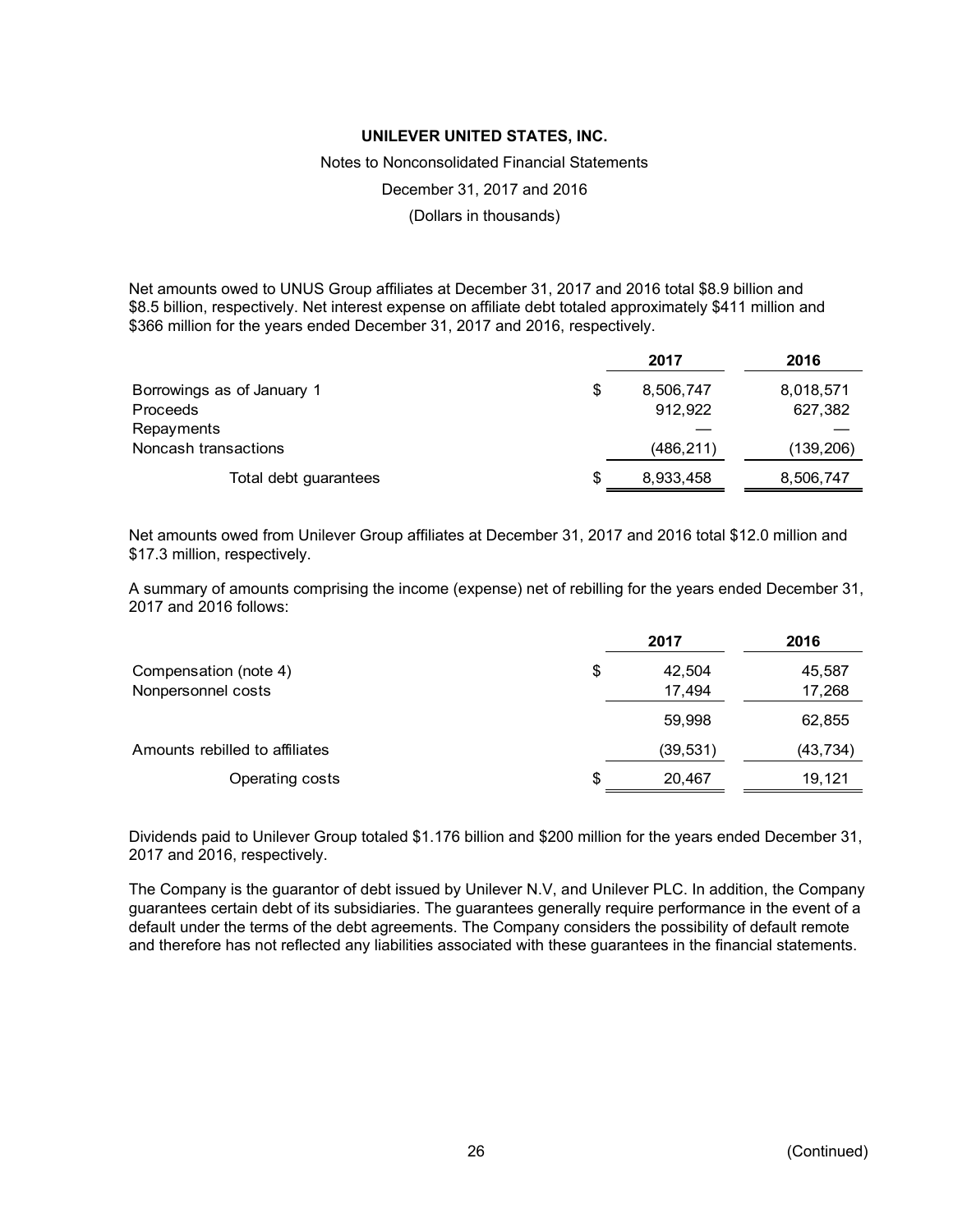**UNILEVER UNITED STATES, INC.**

Notes to Nonconsolidated Financial Statements

December 31, 2017 and 2016

(Dollars in thousands)

Net amounts owed to UNUS Group affiliates at December 31, 2017 and 2016 total $8.9 billion and $8.5 billion, respectively. Net interest expense on affiliate debt totaled approximately $411 million and $366 million for the years ended December 31, 2017 and 2016, respectively.

| | | 2017 | 2016 |
|---|---|---|---|
| Borrowings as of January 1 | $ | 8,506,747 | 8,018,571 |
| Proceeds | | 912,922 | 627,382 |
| Repayments | | — | — |
| Noncash transactions | | (486,211) | (139,206) |
| Total debt guarantees | $ | 8,933,458 | 8,506,747 |

Net amounts owed from Unilever Group affiliates at December 31, 2017 and 2016 total $12.0 million and $17.3 million, respectively.

A summary of amounts comprising the income (expense) net of rebilling for the years ended December 31, 2017 and 2016 follows:

| | | 2017 | 2016 |
|---|---|---|---|
| Compensation (note 4) | $ | 42,504 | 45,587 |
| Nonpersonnel costs | | 17,494 | 17,268 |
| | | 59,998 | 62,855 |
| Amounts rebilled to affiliates | | (39,531) | (43,734) |
| Operating costs | $ | 20,467 | 19,121 |

Dividends paid to Unilever Group totaled $1.176 billion and $200 million for the years ended December 31, 2017 and 2016, respectively.

The Company is the guarantor of debt issued by Unilever N.V, and Unilever PLC. In addition, the Company guarantees certain debt of its subsidiaries. The guarantees generally require performance in the event of a default under the terms of the debt agreements. The Company considers the possibility of default remote and therefore has not reflected any liabilities associated with these guarantees in the financial statements.

(Continued)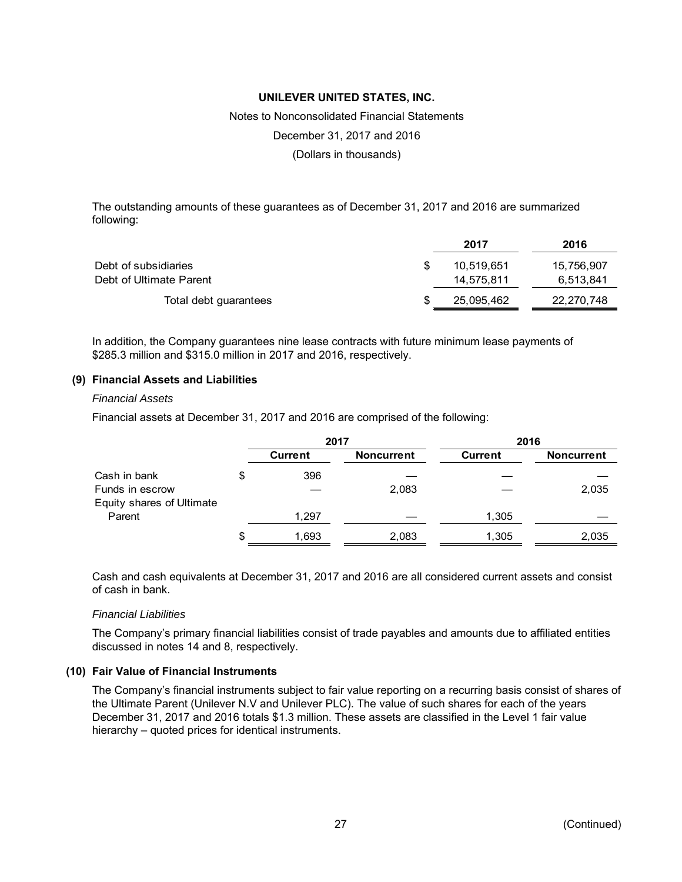The outstanding amounts of these guarantees as of December 31, 2017 and 2016 are summarized following:

| | 2017 | 2016 |
|---|---|---|
| Debt of subsidiaries | $ 10,519,651 | 15,756,907 |
| Debt of Ultimate Parent | 14,575,811 | 6,513,841 |
| Total debt guarantees | $ 25,095,462 | 22,270,748 |

In addition, the Company guarantees nine lease contracts with future minimum lease payments of $285.3 million and $315.0 million in 2017 and 2016, respectively.

## (9) Financial Assets and Liabilities

*Financial Assets*

Financial assets at December 31, 2017 and 2016 are comprised of the following:

| | 2017 | | 2016 | |
|---|---|---|---|---|
| | Current | Noncurrent | Current | Noncurrent |
| Cash in bank | $ 396 | — | — | — |
| Funds in escrow | — | 2,083 | — | 2,035 |
| Equity shares of Ultimate Parent | 1,297 | — | 1,305 | — |
| | $ 1,693 | 2,083 | 1,305 | 2,035 |

Cash and cash equivalents at December 31, 2017 and 2016 are all considered current assets and consist of cash in bank.

*Financial Liabilities*

The Company's primary financial liabilities consist of trade payables and amounts due to affiliated entities discussed in notes 14 and 8, respectively.

## (10) Fair Value of Financial Instruments

The Company's financial instruments subject to fair value reporting on a recurring basis consist of shares of the Ultimate Parent (Unilever N.V and Unilever PLC). The value of such shares for each of the years December 31, 2017 and 2016 totals $1.3 million. These assets are classified in the Level 1 fair value hierarchy – quoted prices for identical instruments.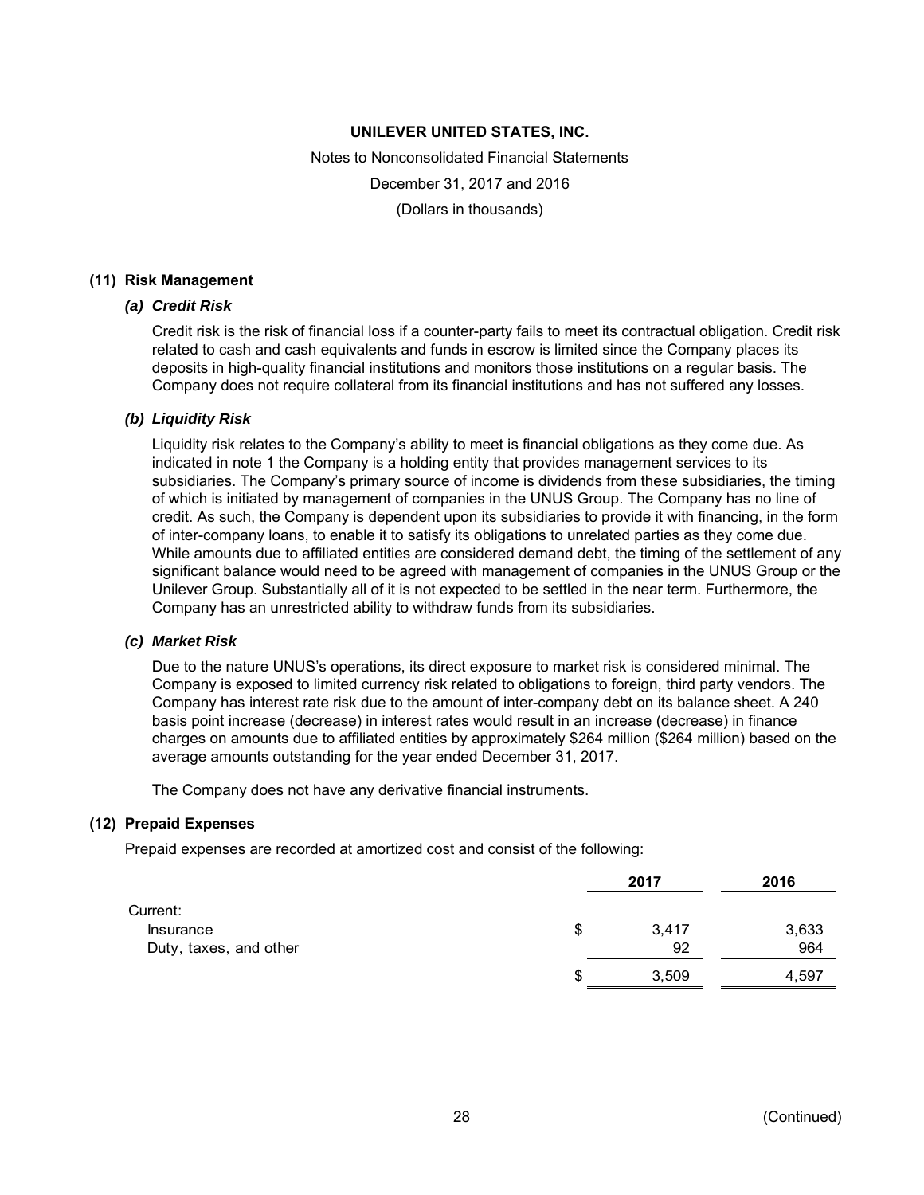# UNILEVER UNITED STATES, INC.

Notes to Nonconsolidated Financial Statements

December 31, 2017 and 2016

(Dollars in thousands)

## (11) Risk Management

### *(a) Credit Risk*

Credit risk is the risk of financial loss if a counter-party fails to meet its contractual obligation. Credit risk related to cash and cash equivalents and funds in escrow is limited since the Company places its deposits in high-quality financial institutions and monitors those institutions on a regular basis. The Company does not require collateral from its financial institutions and has not suffered any losses.

### *(b) Liquidity Risk*

Liquidity risk relates to the Company's ability to meet is financial obligations as they come due. As indicated in note 1 the Company is a holding entity that provides management services to its subsidiaries. The Company's primary source of income is dividends from these subsidiaries, the timing of which is initiated by management of companies in the UNUS Group. The Company has no line of credit. As such, the Company is dependent upon its subsidiaries to provide it with financing, in the form of inter-company loans, to enable it to satisfy its obligations to unrelated parties as they come due. While amounts due to affiliated entities are considered demand debt, the timing of the settlement of any significant balance would need to be agreed with management of companies in the UNUS Group or the Unilever Group. Substantially all of it is not expected to be settled in the near term. Furthermore, the Company has an unrestricted ability to withdraw funds from its subsidiaries.

### *(c) Market Risk*

Due to the nature UNUS's operations, its direct exposure to market risk is considered minimal. The Company is exposed to limited currency risk related to obligations to foreign, third party vendors. The Company has interest rate risk due to the amount of inter-company debt on its balance sheet. A 240 basis point increase (decrease) in interest rates would result in an increase (decrease) in finance charges on amounts due to affiliated entities by approximately $264 million ($264 million) based on the average amounts outstanding for the year ended December 31, 2017.

The Company does not have any derivative financial instruments.

## (12) Prepaid Expenses

Prepaid expenses are recorded at amortized cost and consist of the following:

| | 2017 | 2016 |
|---|---|---|
| Current: | | |
| Insurance | $ 3,417 | 3,633 |
| Duty, taxes, and other | 92 | 964 |
| | $ 3,509 | 4,597 |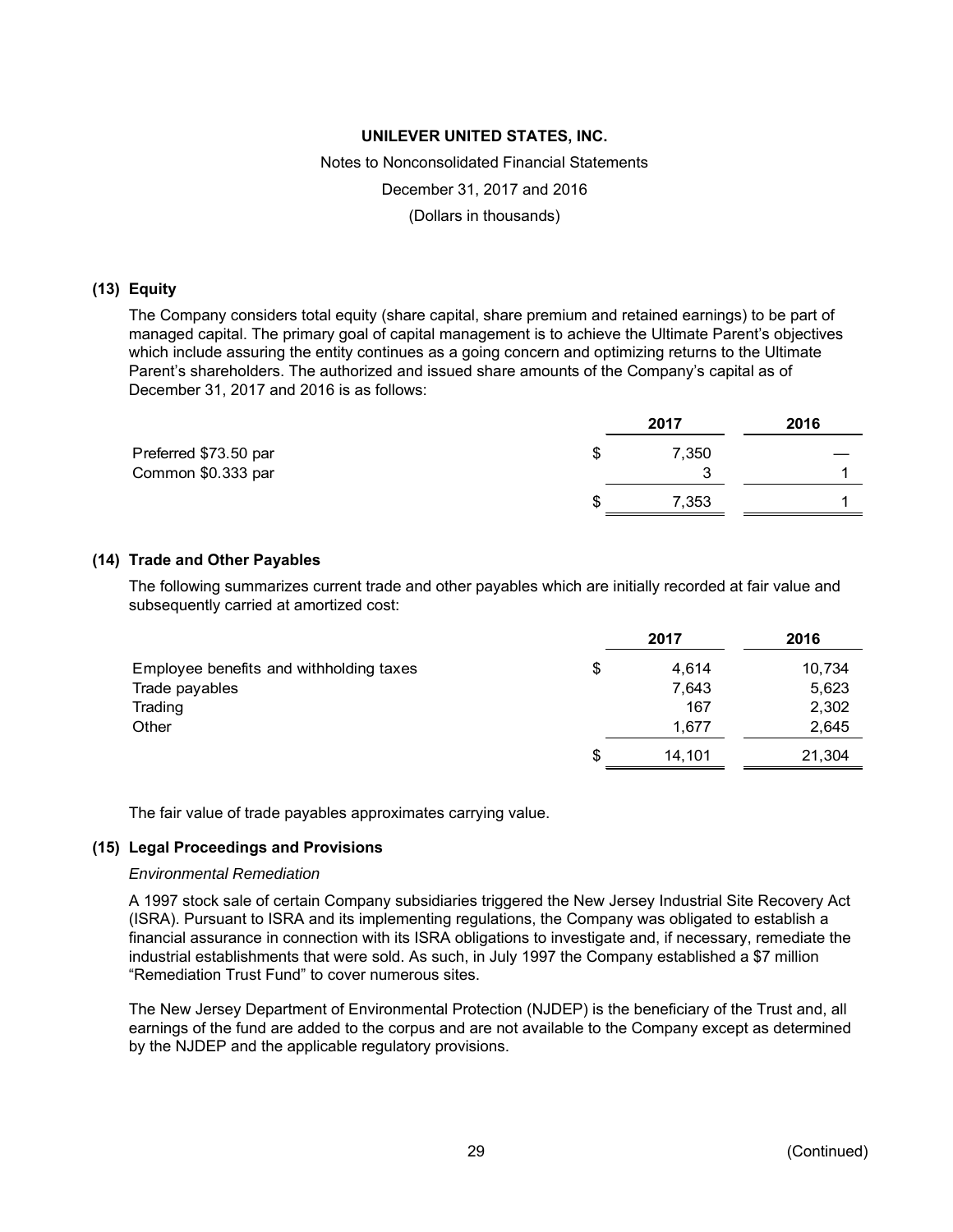**UNILEVER UNITED STATES, INC.**

Notes to Nonconsolidated Financial Statements

December 31, 2017 and 2016

(Dollars in thousands)

## (13) Equity

The Company considers total equity (share capital, share premium and retained earnings) to be part of managed capital. The primary goal of capital management is to achieve the Ultimate Parent's objectives which include assuring the entity continues as a going concern and optimizing returns to the Ultimate Parent's shareholders. The authorized and issued share amounts of the Company's capital as of December 31, 2017 and 2016 is as follows:

| | 2017 | 2016 |
|---|---|---|
| Preferred $73.50 par | $ 7,350 | — |
| Common $0.333 par | 3 | 1 |
| | $ 7,353 | 1 |

## (14) Trade and Other Payables

The following summarizes current trade and other payables which are initially recorded at fair value and subsequently carried at amortized cost:

| | 2017 | 2016 |
|---|---|---|
| Employee benefits and withholding taxes | $ 4,614 | 10,734 |
| Trade payables | 7,643 | 5,623 |
| Trading | 167 | 2,302 |
| Other | 1,677 | 2,645 |
| | $ 14,101 | 21,304 |

The fair value of trade payables approximates carrying value.

## (15) Legal Proceedings and Provisions

*Environmental Remediation*

A 1997 stock sale of certain Company subsidiaries triggered the New Jersey Industrial Site Recovery Act (ISRA). Pursuant to ISRA and its implementing regulations, the Company was obligated to establish a financial assurance in connection with its ISRA obligations to investigate and, if necessary, remediate the industrial establishments that were sold. As such, in July 1997 the Company established a $7 million "Remediation Trust Fund" to cover numerous sites.

The New Jersey Department of Environmental Protection (NJDEP) is the beneficiary of the Trust and, all earnings of the fund are added to the corpus and are not available to the Company except as determined by the NJDEP and the applicable regulatory provisions.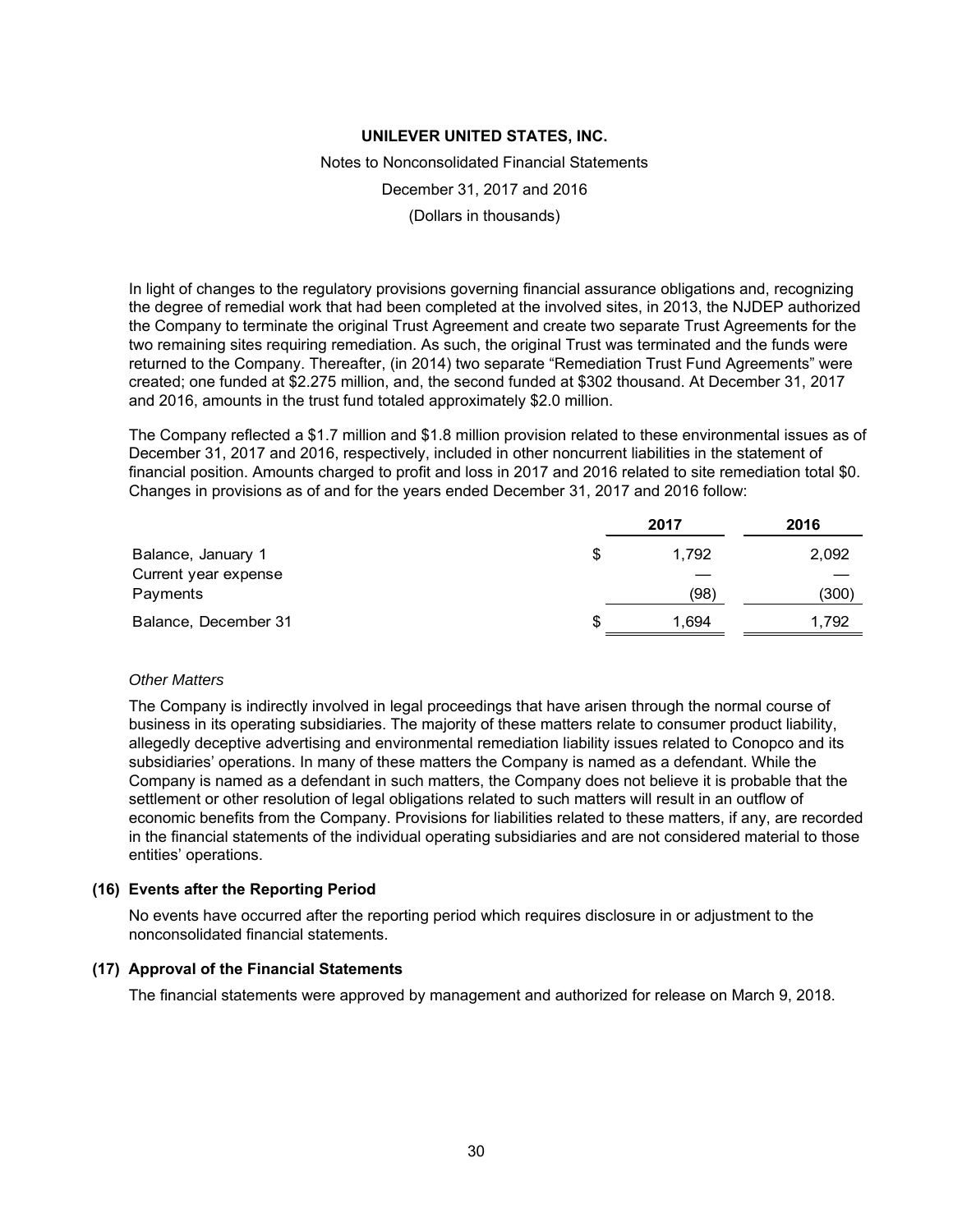In light of changes to the regulatory provisions governing financial assurance obligations and, recognizing the degree of remedial work that had been completed at the involved sites, in 2013, the NJDEP authorized the Company to terminate the original Trust Agreement and create two separate Trust Agreements for the two remaining sites requiring remediation. As such, the original Trust was terminated and the funds were returned to the Company. Thereafter, (in 2014) two separate "Remediation Trust Fund Agreements" were created; one funded at $2.275 million, and, the second funded at $302 thousand. At December 31, 2017 and 2016, amounts in the trust fund totaled approximately $2.0 million.

The Company reflected a $1.7 million and $1.8 million provision related to these environmental issues as of December 31, 2017 and 2016, respectively, included in other noncurrent liabilities in the statement of financial position. Amounts charged to profit and loss in 2017 and 2016 related to site remediation total $0. Changes in provisions as of and for the years ended December 31, 2017 and 2016 follow:

| | | 2017 | 2016 |
|---|---|---|---|
| Balance, January 1 | $ | 1,792 | 2,092 |
| Current year expense | | — | — |
| Payments | | (98) | (300) |
| Balance, December 31 | $ | 1,694 | 1,792 |

*Other Matters*

The Company is indirectly involved in legal proceedings that have arisen through the normal course of business in its operating subsidiaries. The majority of these matters relate to consumer product liability, allegedly deceptive advertising and environmental remediation liability issues related to Conopco and its subsidiaries' operations. In many of these matters the Company is named as a defendant. While the Company is named as a defendant in such matters, the Company does not believe it is probable that the settlement or other resolution of legal obligations related to such matters will result in an outflow of economic benefits from the Company. Provisions for liabilities related to these matters, if any, are recorded in the financial statements of the individual operating subsidiaries and are not considered material to those entities' operations.

### (16) Events after the Reporting Period

No events have occurred after the reporting period which requires disclosure in or adjustment to the nonconsolidated financial statements.

### (17) Approval of the Financial Statements

The financial statements were approved by management and authorized for release on March 9, 2018.